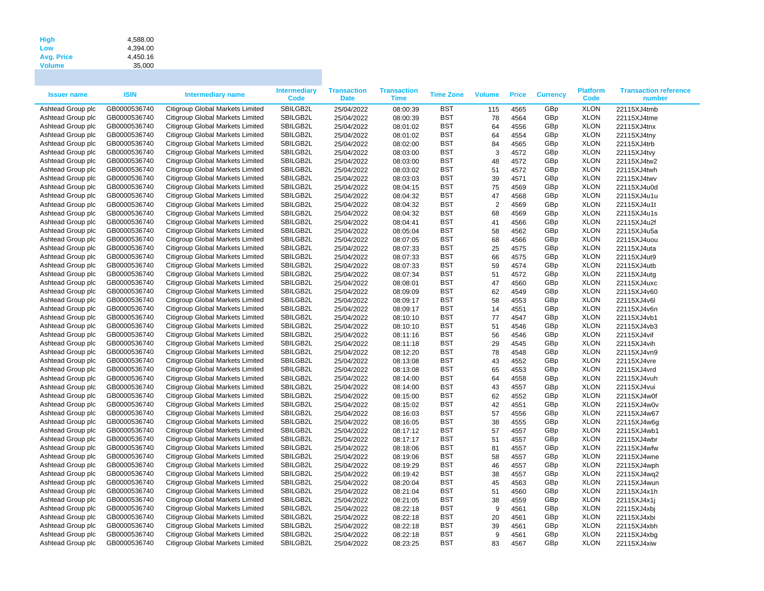| | |
|---|---|
| **High** | 4,588.00 |
| **Low** | 4,394.00 |
| **Avg. Price** | 4,450.16 |
| **Volume** | 35,000 |

| Issuer name | ISIN | Intermediary name | Intermediary Code | Transaction Date | Transaction Time | Time Zone | Volume | Price | Currency | Platform Code | Transaction reference number |
|---|---|---|---|---|---|---|---|---|---|---|---|
| Ashtead Group plc | GB0000536740 | Citigroup Global Markets Limited | SBILGB2L | 25/04/2022 | 08:00:39 | BST | 115 | 4565 | GBp | XLON | 22115XJ4tmb |
| Ashtead Group plc | GB0000536740 | Citigroup Global Markets Limited | SBILGB2L | 25/04/2022 | 08:00:39 | BST | 78 | 4564 | GBp | XLON | 22115XJ4tme |
| Ashtead Group plc | GB0000536740 | Citigroup Global Markets Limited | SBILGB2L | 25/04/2022 | 08:01:02 | BST | 64 | 4556 | GBp | XLON | 22115XJ4tnx |
| Ashtead Group plc | GB0000536740 | Citigroup Global Markets Limited | SBILGB2L | 25/04/2022 | 08:01:02 | BST | 64 | 4554 | GBp | XLON | 22115XJ4tny |
| Ashtead Group plc | GB0000536740 | Citigroup Global Markets Limited | SBILGB2L | 25/04/2022 | 08:02:00 | BST | 84 | 4565 | GBp | XLON | 22115XJ4trb |
| Ashtead Group plc | GB0000536740 | Citigroup Global Markets Limited | SBILGB2L | 25/04/2022 | 08:03:00 | BST | 3 | 4572 | GBp | XLON | 22115XJ4tvy |
| Ashtead Group plc | GB0000536740 | Citigroup Global Markets Limited | SBILGB2L | 25/04/2022 | 08:03:00 | BST | 48 | 4572 | GBp | XLON | 22115XJ4tw2 |
| Ashtead Group plc | GB0000536740 | Citigroup Global Markets Limited | SBILGB2L | 25/04/2022 | 08:03:02 | BST | 51 | 4572 | GBp | XLON | 22115XJ4twh |
| Ashtead Group plc | GB0000536740 | Citigroup Global Markets Limited | SBILGB2L | 25/04/2022 | 08:03:03 | BST | 39 | 4571 | GBp | XLON | 22115XJ4twv |
| Ashtead Group plc | GB0000536740 | Citigroup Global Markets Limited | SBILGB2L | 25/04/2022 | 08:04:15 | BST | 75 | 4569 | GBp | XLON | 22115XJ4u0d |
| Ashtead Group plc | GB0000536740 | Citigroup Global Markets Limited | SBILGB2L | 25/04/2022 | 08:04:32 | BST | 47 | 4568 | GBp | XLON | 22115XJ4u1u |
| Ashtead Group plc | GB0000536740 | Citigroup Global Markets Limited | SBILGB2L | 25/04/2022 | 08:04:32 | BST | 2 | 4569 | GBp | XLON | 22115XJ4u1t |
| Ashtead Group plc | GB0000536740 | Citigroup Global Markets Limited | SBILGB2L | 25/04/2022 | 08:04:32 | BST | 68 | 4569 | GBp | XLON | 22115XJ4u1s |
| Ashtead Group plc | GB0000536740 | Citigroup Global Markets Limited | SBILGB2L | 25/04/2022 | 08:04:41 | BST | 41 | 4566 | GBp | XLON | 22115XJ4u2f |
| Ashtead Group plc | GB0000536740 | Citigroup Global Markets Limited | SBILGB2L | 25/04/2022 | 08:05:04 | BST | 58 | 4562 | GBp | XLON | 22115XJ4u5a |
| Ashtead Group plc | GB0000536740 | Citigroup Global Markets Limited | SBILGB2L | 25/04/2022 | 08:07:05 | BST | 68 | 4566 | GBp | XLON | 22115XJ4uou |
| Ashtead Group plc | GB0000536740 | Citigroup Global Markets Limited | SBILGB2L | 25/04/2022 | 08:07:33 | BST | 25 | 4575 | GBp | XLON | 22115XJ4uta |
| Ashtead Group plc | GB0000536740 | Citigroup Global Markets Limited | SBILGB2L | 25/04/2022 | 08:07:33 | BST | 66 | 4575 | GBp | XLON | 22115XJ4ut9 |
| Ashtead Group plc | GB0000536740 | Citigroup Global Markets Limited | SBILGB2L | 25/04/2022 | 08:07:33 | BST | 59 | 4574 | GBp | XLON | 22115XJ4utb |
| Ashtead Group plc | GB0000536740 | Citigroup Global Markets Limited | SBILGB2L | 25/04/2022 | 08:07:34 | BST | 51 | 4572 | GBp | XLON | 22115XJ4utg |
| Ashtead Group plc | GB0000536740 | Citigroup Global Markets Limited | SBILGB2L | 25/04/2022 | 08:08:01 | BST | 47 | 4560 | GBp | XLON | 22115XJ4uxc |
| Ashtead Group plc | GB0000536740 | Citigroup Global Markets Limited | SBILGB2L | 25/04/2022 | 08:09:09 | BST | 62 | 4549 | GBp | XLON | 22115XJ4v60 |
| Ashtead Group plc | GB0000536740 | Citigroup Global Markets Limited | SBILGB2L | 25/04/2022 | 08:09:17 | BST | 58 | 4553 | GBp | XLON | 22115XJ4v6l |
| Ashtead Group plc | GB0000536740 | Citigroup Global Markets Limited | SBILGB2L | 25/04/2022 | 08:09:17 | BST | 14 | 4551 | GBp | XLON | 22115XJ4v6n |
| Ashtead Group plc | GB0000536740 | Citigroup Global Markets Limited | SBILGB2L | 25/04/2022 | 08:10:10 | BST | 77 | 4547 | GBp | XLON | 22115XJ4vb1 |
| Ashtead Group plc | GB0000536740 | Citigroup Global Markets Limited | SBILGB2L | 25/04/2022 | 08:10:10 | BST | 51 | 4546 | GBp | XLON | 22115XJ4vb3 |
| Ashtead Group plc | GB0000536740 | Citigroup Global Markets Limited | SBILGB2L | 25/04/2022 | 08:11:16 | BST | 56 | 4546 | GBp | XLON | 22115XJ4vif |
| Ashtead Group plc | GB0000536740 | Citigroup Global Markets Limited | SBILGB2L | 25/04/2022 | 08:11:18 | BST | 29 | 4545 | GBp | XLON | 22115XJ4vih |
| Ashtead Group plc | GB0000536740 | Citigroup Global Markets Limited | SBILGB2L | 25/04/2022 | 08:12:20 | BST | 78 | 4548 | GBp | XLON | 22115XJ4vn9 |
| Ashtead Group plc | GB0000536740 | Citigroup Global Markets Limited | SBILGB2L | 25/04/2022 | 08:13:08 | BST | 43 | 4552 | GBp | XLON | 22115XJ4vre |
| Ashtead Group plc | GB0000536740 | Citigroup Global Markets Limited | SBILGB2L | 25/04/2022 | 08:13:08 | BST | 65 | 4553 | GBp | XLON | 22115XJ4vrd |
| Ashtead Group plc | GB0000536740 | Citigroup Global Markets Limited | SBILGB2L | 25/04/2022 | 08:14:00 | BST | 64 | 4558 | GBp | XLON | 22115XJ4vuh |
| Ashtead Group plc | GB0000536740 | Citigroup Global Markets Limited | SBILGB2L | 25/04/2022 | 08:14:00 | BST | 43 | 4557 | GBp | XLON | 22115XJ4vui |
| Ashtead Group plc | GB0000536740 | Citigroup Global Markets Limited | SBILGB2L | 25/04/2022 | 08:15:00 | BST | 62 | 4552 | GBp | XLON | 22115XJ4w0f |
| Ashtead Group plc | GB0000536740 | Citigroup Global Markets Limited | SBILGB2L | 25/04/2022 | 08:15:02 | BST | 42 | 4551 | GBp | XLON | 22115XJ4w0v |
| Ashtead Group plc | GB0000536740 | Citigroup Global Markets Limited | SBILGB2L | 25/04/2022 | 08:16:03 | BST | 57 | 4556 | GBp | XLON | 22115XJ4w67 |
| Ashtead Group plc | GB0000536740 | Citigroup Global Markets Limited | SBILGB2L | 25/04/2022 | 08:16:05 | BST | 38 | 4555 | GBp | XLON | 22115XJ4w6g |
| Ashtead Group plc | GB0000536740 | Citigroup Global Markets Limited | SBILGB2L | 25/04/2022 | 08:17:12 | BST | 57 | 4557 | GBp | XLON | 22115XJ4wb1 |
| Ashtead Group plc | GB0000536740 | Citigroup Global Markets Limited | SBILGB2L | 25/04/2022 | 08:17:17 | BST | 51 | 4557 | GBp | XLON | 22115XJ4wbr |
| Ashtead Group plc | GB0000536740 | Citigroup Global Markets Limited | SBILGB2L | 25/04/2022 | 08:18:06 | BST | 81 | 4557 | GBp | XLON | 22115XJ4wfw |
| Ashtead Group plc | GB0000536740 | Citigroup Global Markets Limited | SBILGB2L | 25/04/2022 | 08:19:06 | BST | 58 | 4557 | GBp | XLON | 22115XJ4wne |
| Ashtead Group plc | GB0000536740 | Citigroup Global Markets Limited | SBILGB2L | 25/04/2022 | 08:19:29 | BST | 46 | 4557 | GBp | XLON | 22115XJ4wph |
| Ashtead Group plc | GB0000536740 | Citigroup Global Markets Limited | SBILGB2L | 25/04/2022 | 08:19:42 | BST | 38 | 4557 | GBp | XLON | 22115XJ4wq2 |
| Ashtead Group plc | GB0000536740 | Citigroup Global Markets Limited | SBILGB2L | 25/04/2022 | 08:20:04 | BST | 45 | 4563 | GBp | XLON | 22115XJ4wun |
| Ashtead Group plc | GB0000536740 | Citigroup Global Markets Limited | SBILGB2L | 25/04/2022 | 08:21:04 | BST | 51 | 4560 | GBp | XLON | 22115XJ4x1h |
| Ashtead Group plc | GB0000536740 | Citigroup Global Markets Limited | SBILGB2L | 25/04/2022 | 08:21:05 | BST | 38 | 4559 | GBp | XLON | 22115XJ4x1j |
| Ashtead Group plc | GB0000536740 | Citigroup Global Markets Limited | SBILGB2L | 25/04/2022 | 08:22:18 | BST | 9 | 4561 | GBp | XLON | 22115XJ4xbj |
| Ashtead Group plc | GB0000536740 | Citigroup Global Markets Limited | SBILGB2L | 25/04/2022 | 08:22:18 | BST | 20 | 4561 | GBp | XLON | 22115XJ4xbi |
| Ashtead Group plc | GB0000536740 | Citigroup Global Markets Limited | SBILGB2L | 25/04/2022 | 08:22:18 | BST | 39 | 4561 | GBp | XLON | 22115XJ4xbh |
| Ashtead Group plc | GB0000536740 | Citigroup Global Markets Limited | SBILGB2L | 25/04/2022 | 08:22:18 | BST | 9 | 4561 | GBp | XLON | 22115XJ4xbg |
| Ashtead Group plc | GB0000536740 | Citigroup Global Markets Limited | SBILGB2L | 25/04/2022 | 08:23:25 | BST | 83 | 4567 | GBp | XLON | 22115XJ4xiw |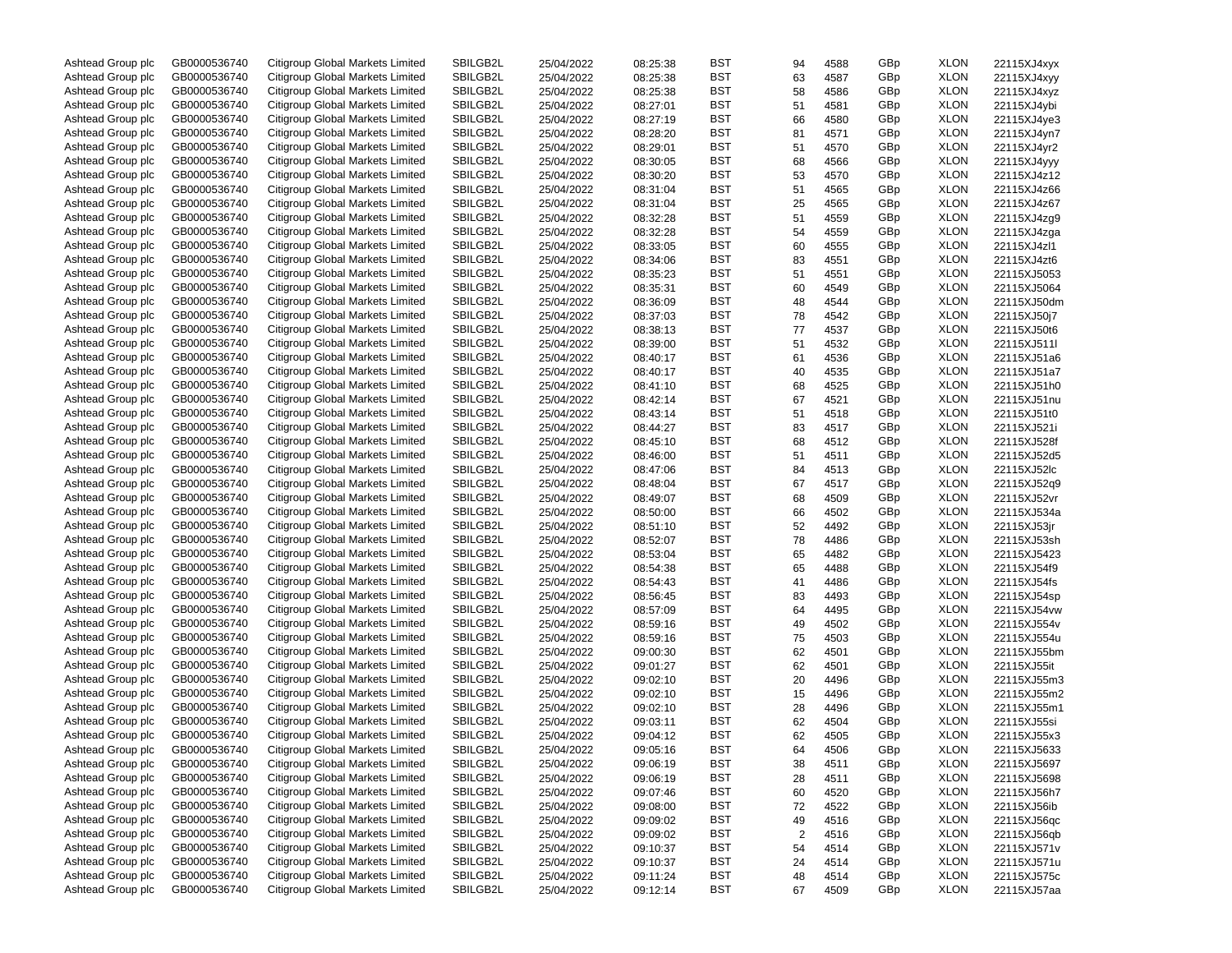| | | | | | | | | | | | |
|---|---|---|---|---|---|---|---|---|---|---|---|
| Ashtead Group plc | GB0000536740 | Citigroup Global Markets Limited | SBILGB2L | 25/04/2022 | 08:25:38 | BST | 94 | 4588 | GBp | XLON | 22115XJ4xyx |
| Ashtead Group plc | GB0000536740 | Citigroup Global Markets Limited | SBILGB2L | 25/04/2022 | 08:25:38 | BST | 63 | 4587 | GBp | XLON | 22115XJ4xyy |
| Ashtead Group plc | GB0000536740 | Citigroup Global Markets Limited | SBILGB2L | 25/04/2022 | 08:25:38 | BST | 58 | 4586 | GBp | XLON | 22115XJ4xyz |
| Ashtead Group plc | GB0000536740 | Citigroup Global Markets Limited | SBILGB2L | 25/04/2022 | 08:27:01 | BST | 51 | 4581 | GBp | XLON | 22115XJ4ybi |
| Ashtead Group plc | GB0000536740 | Citigroup Global Markets Limited | SBILGB2L | 25/04/2022 | 08:27:19 | BST | 66 | 4580 | GBp | XLON | 22115XJ4ye3 |
| Ashtead Group plc | GB0000536740 | Citigroup Global Markets Limited | SBILGB2L | 25/04/2022 | 08:28:20 | BST | 81 | 4571 | GBp | XLON | 22115XJ4yn7 |
| Ashtead Group plc | GB0000536740 | Citigroup Global Markets Limited | SBILGB2L | 25/04/2022 | 08:29:01 | BST | 51 | 4570 | GBp | XLON | 22115XJ4yr2 |
| Ashtead Group plc | GB0000536740 | Citigroup Global Markets Limited | SBILGB2L | 25/04/2022 | 08:30:05 | BST | 68 | 4566 | GBp | XLON | 22115XJ4yyy |
| Ashtead Group plc | GB0000536740 | Citigroup Global Markets Limited | SBILGB2L | 25/04/2022 | 08:30:20 | BST | 53 | 4570 | GBp | XLON | 22115XJ4z12 |
| Ashtead Group plc | GB0000536740 | Citigroup Global Markets Limited | SBILGB2L | 25/04/2022 | 08:31:04 | BST | 51 | 4565 | GBp | XLON | 22115XJ4z66 |
| Ashtead Group plc | GB0000536740 | Citigroup Global Markets Limited | SBILGB2L | 25/04/2022 | 08:31:04 | BST | 25 | 4565 | GBp | XLON | 22115XJ4z67 |
| Ashtead Group plc | GB0000536740 | Citigroup Global Markets Limited | SBILGB2L | 25/04/2022 | 08:32:28 | BST | 51 | 4559 | GBp | XLON | 22115XJ4zg9 |
| Ashtead Group plc | GB0000536740 | Citigroup Global Markets Limited | SBILGB2L | 25/04/2022 | 08:32:28 | BST | 54 | 4559 | GBp | XLON | 22115XJ4zga |
| Ashtead Group plc | GB0000536740 | Citigroup Global Markets Limited | SBILGB2L | 25/04/2022 | 08:33:05 | BST | 60 | 4555 | GBp | XLON | 22115XJ4zl1 |
| Ashtead Group plc | GB0000536740 | Citigroup Global Markets Limited | SBILGB2L | 25/04/2022 | 08:34:06 | BST | 83 | 4551 | GBp | XLON | 22115XJ4zt6 |
| Ashtead Group plc | GB0000536740 | Citigroup Global Markets Limited | SBILGB2L | 25/04/2022 | 08:35:23 | BST | 51 | 4551 | GBp | XLON | 22115XJ5053 |
| Ashtead Group plc | GB0000536740 | Citigroup Global Markets Limited | SBILGB2L | 25/04/2022 | 08:35:31 | BST | 60 | 4549 | GBp | XLON | 22115XJ5064 |
| Ashtead Group plc | GB0000536740 | Citigroup Global Markets Limited | SBILGB2L | 25/04/2022 | 08:36:09 | BST | 48 | 4544 | GBp | XLON | 22115XJ50dm |
| Ashtead Group plc | GB0000536740 | Citigroup Global Markets Limited | SBILGB2L | 25/04/2022 | 08:37:03 | BST | 78 | 4542 | GBp | XLON | 22115XJ50j7 |
| Ashtead Group plc | GB0000536740 | Citigroup Global Markets Limited | SBILGB2L | 25/04/2022 | 08:38:13 | BST | 77 | 4537 | GBp | XLON | 22115XJ50t6 |
| Ashtead Group plc | GB0000536740 | Citigroup Global Markets Limited | SBILGB2L | 25/04/2022 | 08:39:00 | BST | 51 | 4532 | GBp | XLON | 22115XJ511l |
| Ashtead Group plc | GB0000536740 | Citigroup Global Markets Limited | SBILGB2L | 25/04/2022 | 08:40:17 | BST | 61 | 4536 | GBp | XLON | 22115XJ51a6 |
| Ashtead Group plc | GB0000536740 | Citigroup Global Markets Limited | SBILGB2L | 25/04/2022 | 08:40:17 | BST | 40 | 4535 | GBp | XLON | 22115XJ51a7 |
| Ashtead Group plc | GB0000536740 | Citigroup Global Markets Limited | SBILGB2L | 25/04/2022 | 08:41:10 | BST | 68 | 4525 | GBp | XLON | 22115XJ51h0 |
| Ashtead Group plc | GB0000536740 | Citigroup Global Markets Limited | SBILGB2L | 25/04/2022 | 08:42:14 | BST | 67 | 4521 | GBp | XLON | 22115XJ51nu |
| Ashtead Group plc | GB0000536740 | Citigroup Global Markets Limited | SBILGB2L | 25/04/2022 | 08:43:14 | BST | 51 | 4518 | GBp | XLON | 22115XJ51t0 |
| Ashtead Group plc | GB0000536740 | Citigroup Global Markets Limited | SBILGB2L | 25/04/2022 | 08:44:27 | BST | 83 | 4517 | GBp | XLON | 22115XJ521i |
| Ashtead Group plc | GB0000536740 | Citigroup Global Markets Limited | SBILGB2L | 25/04/2022 | 08:45:10 | BST | 68 | 4512 | GBp | XLON | 22115XJ528f |
| Ashtead Group plc | GB0000536740 | Citigroup Global Markets Limited | SBILGB2L | 25/04/2022 | 08:46:00 | BST | 51 | 4511 | GBp | XLON | 22115XJ52d5 |
| Ashtead Group plc | GB0000536740 | Citigroup Global Markets Limited | SBILGB2L | 25/04/2022 | 08:47:06 | BST | 84 | 4513 | GBp | XLON | 22115XJ52lc |
| Ashtead Group plc | GB0000536740 | Citigroup Global Markets Limited | SBILGB2L | 25/04/2022 | 08:48:04 | BST | 67 | 4517 | GBp | XLON | 22115XJ52q9 |
| Ashtead Group plc | GB0000536740 | Citigroup Global Markets Limited | SBILGB2L | 25/04/2022 | 08:49:07 | BST | 68 | 4509 | GBp | XLON | 22115XJ52vr |
| Ashtead Group plc | GB0000536740 | Citigroup Global Markets Limited | SBILGB2L | 25/04/2022 | 08:50:00 | BST | 66 | 4502 | GBp | XLON | 22115XJ534a |
| Ashtead Group plc | GB0000536740 | Citigroup Global Markets Limited | SBILGB2L | 25/04/2022 | 08:51:10 | BST | 52 | 4492 | GBp | XLON | 22115XJ53jr |
| Ashtead Group plc | GB0000536740 | Citigroup Global Markets Limited | SBILGB2L | 25/04/2022 | 08:52:07 | BST | 78 | 4486 | GBp | XLON | 22115XJ53sh |
| Ashtead Group plc | GB0000536740 | Citigroup Global Markets Limited | SBILGB2L | 25/04/2022 | 08:53:04 | BST | 65 | 4482 | GBp | XLON | 22115XJ5423 |
| Ashtead Group plc | GB0000536740 | Citigroup Global Markets Limited | SBILGB2L | 25/04/2022 | 08:54:38 | BST | 65 | 4488 | GBp | XLON | 22115XJ54f9 |
| Ashtead Group plc | GB0000536740 | Citigroup Global Markets Limited | SBILGB2L | 25/04/2022 | 08:54:43 | BST | 41 | 4486 | GBp | XLON | 22115XJ54fs |
| Ashtead Group plc | GB0000536740 | Citigroup Global Markets Limited | SBILGB2L | 25/04/2022 | 08:56:45 | BST | 83 | 4493 | GBp | XLON | 22115XJ54sp |
| Ashtead Group plc | GB0000536740 | Citigroup Global Markets Limited | SBILGB2L | 25/04/2022 | 08:57:09 | BST | 64 | 4495 | GBp | XLON | 22115XJ54vw |
| Ashtead Group plc | GB0000536740 | Citigroup Global Markets Limited | SBILGB2L | 25/04/2022 | 08:59:16 | BST | 49 | 4502 | GBp | XLON | 22115XJ554v |
| Ashtead Group plc | GB0000536740 | Citigroup Global Markets Limited | SBILGB2L | 25/04/2022 | 08:59:16 | BST | 75 | 4503 | GBp | XLON | 22115XJ554u |
| Ashtead Group plc | GB0000536740 | Citigroup Global Markets Limited | SBILGB2L | 25/04/2022 | 09:00:30 | BST | 62 | 4501 | GBp | XLON | 22115XJ55bm |
| Ashtead Group plc | GB0000536740 | Citigroup Global Markets Limited | SBILGB2L | 25/04/2022 | 09:01:27 | BST | 62 | 4501 | GBp | XLON | 22115XJ55it |
| Ashtead Group plc | GB0000536740 | Citigroup Global Markets Limited | SBILGB2L | 25/04/2022 | 09:02:10 | BST | 20 | 4496 | GBp | XLON | 22115XJ55m3 |
| Ashtead Group plc | GB0000536740 | Citigroup Global Markets Limited | SBILGB2L | 25/04/2022 | 09:02:10 | BST | 15 | 4496 | GBp | XLON | 22115XJ55m2 |
| Ashtead Group plc | GB0000536740 | Citigroup Global Markets Limited | SBILGB2L | 25/04/2022 | 09:02:10 | BST | 28 | 4496 | GBp | XLON | 22115XJ55m1 |
| Ashtead Group plc | GB0000536740 | Citigroup Global Markets Limited | SBILGB2L | 25/04/2022 | 09:03:11 | BST | 62 | 4504 | GBp | XLON | 22115XJ55si |
| Ashtead Group plc | GB0000536740 | Citigroup Global Markets Limited | SBILGB2L | 25/04/2022 | 09:04:12 | BST | 62 | 4505 | GBp | XLON | 22115XJ55x3 |
| Ashtead Group plc | GB0000536740 | Citigroup Global Markets Limited | SBILGB2L | 25/04/2022 | 09:05:16 | BST | 64 | 4506 | GBp | XLON | 22115XJ5633 |
| Ashtead Group plc | GB0000536740 | Citigroup Global Markets Limited | SBILGB2L | 25/04/2022 | 09:06:19 | BST | 38 | 4511 | GBp | XLON | 22115XJ5697 |
| Ashtead Group plc | GB0000536740 | Citigroup Global Markets Limited | SBILGB2L | 25/04/2022 | 09:06:19 | BST | 28 | 4511 | GBp | XLON | 22115XJ5698 |
| Ashtead Group plc | GB0000536740 | Citigroup Global Markets Limited | SBILGB2L | 25/04/2022 | 09:07:46 | BST | 60 | 4520 | GBp | XLON | 22115XJ56h7 |
| Ashtead Group plc | GB0000536740 | Citigroup Global Markets Limited | SBILGB2L | 25/04/2022 | 09:08:00 | BST | 72 | 4522 | GBp | XLON | 22115XJ56ib |
| Ashtead Group plc | GB0000536740 | Citigroup Global Markets Limited | SBILGB2L | 25/04/2022 | 09:09:02 | BST | 49 | 4516 | GBp | XLON | 22115XJ56qc |
| Ashtead Group plc | GB0000536740 | Citigroup Global Markets Limited | SBILGB2L | 25/04/2022 | 09:09:02 | BST | 2 | 4516 | GBp | XLON | 22115XJ56qb |
| Ashtead Group plc | GB0000536740 | Citigroup Global Markets Limited | SBILGB2L | 25/04/2022 | 09:10:37 | BST | 54 | 4514 | GBp | XLON | 22115XJ571v |
| Ashtead Group plc | GB0000536740 | Citigroup Global Markets Limited | SBILGB2L | 25/04/2022 | 09:10:37 | BST | 24 | 4514 | GBp | XLON | 22115XJ571u |
| Ashtead Group plc | GB0000536740 | Citigroup Global Markets Limited | SBILGB2L | 25/04/2022 | 09:11:24 | BST | 48 | 4514 | GBp | XLON | 22115XJ575c |
| Ashtead Group plc | GB0000536740 | Citigroup Global Markets Limited | SBILGB2L | 25/04/2022 | 09:12:14 | BST | 67 | 4509 | GBp | XLON | 22115XJ57aa |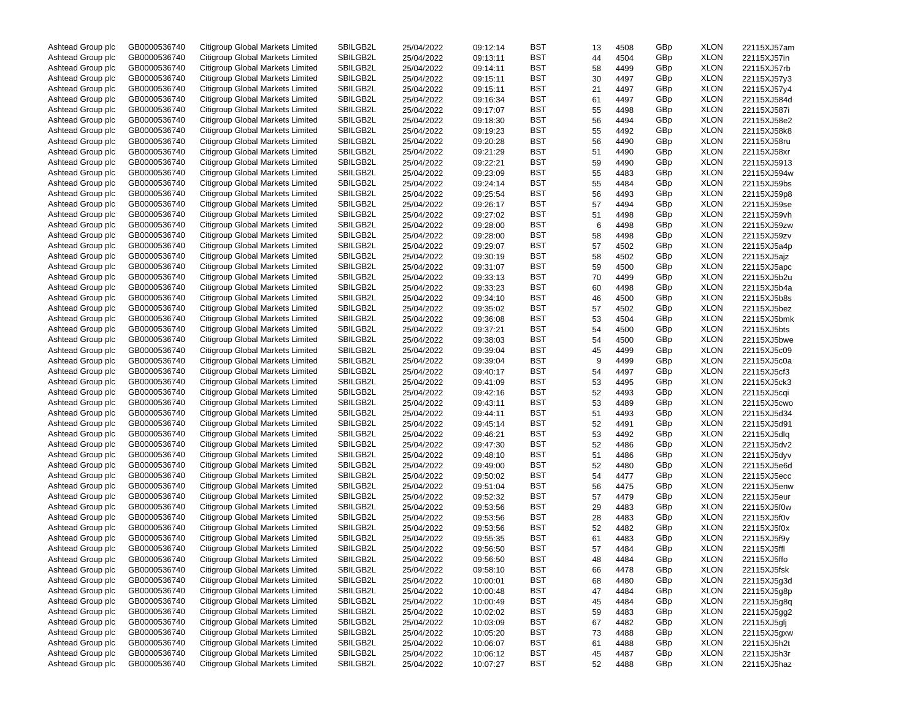| | | | | | | | | | | | |
|---|---|---|---|---|---|---|---|---|---|---|---|
| Ashtead Group plc | GB0000536740 | Citigroup Global Markets Limited | SBILGB2L | 25/04/2022 | 09:12:14 | BST | 13 | 4508 | GBp | XLON | 22115XJ57am |
| Ashtead Group plc | GB0000536740 | Citigroup Global Markets Limited | SBILGB2L | 25/04/2022 | 09:13:11 | BST | 44 | 4504 | GBp | XLON | 22115XJ57in |
| Ashtead Group plc | GB0000536740 | Citigroup Global Markets Limited | SBILGB2L | 25/04/2022 | 09:14:11 | BST | 58 | 4499 | GBp | XLON | 22115XJ57rb |
| Ashtead Group plc | GB0000536740 | Citigroup Global Markets Limited | SBILGB2L | 25/04/2022 | 09:15:11 | BST | 30 | 4497 | GBp | XLON | 22115XJ57y3 |
| Ashtead Group plc | GB0000536740 | Citigroup Global Markets Limited | SBILGB2L | 25/04/2022 | 09:15:11 | BST | 21 | 4497 | GBp | XLON | 22115XJ57y4 |
| Ashtead Group plc | GB0000536740 | Citigroup Global Markets Limited | SBILGB2L | 25/04/2022 | 09:16:34 | BST | 61 | 4497 | GBp | XLON | 22115XJ584d |
| Ashtead Group plc | GB0000536740 | Citigroup Global Markets Limited | SBILGB2L | 25/04/2022 | 09:17:07 | BST | 55 | 4498 | GBp | XLON | 22115XJ587i |
| Ashtead Group plc | GB0000536740 | Citigroup Global Markets Limited | SBILGB2L | 25/04/2022 | 09:18:30 | BST | 56 | 4494 | GBp | XLON | 22115XJ58e2 |
| Ashtead Group plc | GB0000536740 | Citigroup Global Markets Limited | SBILGB2L | 25/04/2022 | 09:19:23 | BST | 55 | 4492 | GBp | XLON | 22115XJ58k8 |
| Ashtead Group plc | GB0000536740 | Citigroup Global Markets Limited | SBILGB2L | 25/04/2022 | 09:20:28 | BST | 56 | 4490 | GBp | XLON | 22115XJ58ru |
| Ashtead Group plc | GB0000536740 | Citigroup Global Markets Limited | SBILGB2L | 25/04/2022 | 09:21:29 | BST | 51 | 4490 | GBp | XLON | 22115XJ58xr |
| Ashtead Group plc | GB0000536740 | Citigroup Global Markets Limited | SBILGB2L | 25/04/2022 | 09:22:21 | BST | 59 | 4490 | GBp | XLON | 22115XJ5913 |
| Ashtead Group plc | GB0000536740 | Citigroup Global Markets Limited | SBILGB2L | 25/04/2022 | 09:23:09 | BST | 55 | 4483 | GBp | XLON | 22115XJ594w |
| Ashtead Group plc | GB0000536740 | Citigroup Global Markets Limited | SBILGB2L | 25/04/2022 | 09:24:14 | BST | 55 | 4484 | GBp | XLON | 22115XJ59bs |
| Ashtead Group plc | GB0000536740 | Citigroup Global Markets Limited | SBILGB2L | 25/04/2022 | 09:25:54 | BST | 56 | 4493 | GBp | XLON | 22115XJ59p8 |
| Ashtead Group plc | GB0000536740 | Citigroup Global Markets Limited | SBILGB2L | 25/04/2022 | 09:26:17 | BST | 57 | 4494 | GBp | XLON | 22115XJ59se |
| Ashtead Group plc | GB0000536740 | Citigroup Global Markets Limited | SBILGB2L | 25/04/2022 | 09:27:02 | BST | 51 | 4498 | GBp | XLON | 22115XJ59vh |
| Ashtead Group plc | GB0000536740 | Citigroup Global Markets Limited | SBILGB2L | 25/04/2022 | 09:28:00 | BST | 6 | 4498 | GBp | XLON | 22115XJ59zw |
| Ashtead Group plc | GB0000536740 | Citigroup Global Markets Limited | SBILGB2L | 25/04/2022 | 09:28:00 | BST | 58 | 4498 | GBp | XLON | 22115XJ59zv |
| Ashtead Group plc | GB0000536740 | Citigroup Global Markets Limited | SBILGB2L | 25/04/2022 | 09:29:07 | BST | 57 | 4502 | GBp | XLON | 22115XJ5a4p |
| Ashtead Group plc | GB0000536740 | Citigroup Global Markets Limited | SBILGB2L | 25/04/2022 | 09:30:19 | BST | 58 | 4502 | GBp | XLON | 22115XJ5ajz |
| Ashtead Group plc | GB0000536740 | Citigroup Global Markets Limited | SBILGB2L | 25/04/2022 | 09:31:07 | BST | 59 | 4500 | GBp | XLON | 22115XJ5apc |
| Ashtead Group plc | GB0000536740 | Citigroup Global Markets Limited | SBILGB2L | 25/04/2022 | 09:33:13 | BST | 70 | 4499 | GBp | XLON | 22115XJ5b2u |
| Ashtead Group plc | GB0000536740 | Citigroup Global Markets Limited | SBILGB2L | 25/04/2022 | 09:33:23 | BST | 60 | 4498 | GBp | XLON | 22115XJ5b4a |
| Ashtead Group plc | GB0000536740 | Citigroup Global Markets Limited | SBILGB2L | 25/04/2022 | 09:34:10 | BST | 46 | 4500 | GBp | XLON | 22115XJ5b8s |
| Ashtead Group plc | GB0000536740 | Citigroup Global Markets Limited | SBILGB2L | 25/04/2022 | 09:35:02 | BST | 57 | 4502 | GBp | XLON | 22115XJ5bez |
| Ashtead Group plc | GB0000536740 | Citigroup Global Markets Limited | SBILGB2L | 25/04/2022 | 09:36:08 | BST | 53 | 4504 | GBp | XLON | 22115XJ5bmk |
| Ashtead Group plc | GB0000536740 | Citigroup Global Markets Limited | SBILGB2L | 25/04/2022 | 09:37:21 | BST | 54 | 4500 | GBp | XLON | 22115XJ5bts |
| Ashtead Group plc | GB0000536740 | Citigroup Global Markets Limited | SBILGB2L | 25/04/2022 | 09:38:03 | BST | 54 | 4500 | GBp | XLON | 22115XJ5bwe |
| Ashtead Group plc | GB0000536740 | Citigroup Global Markets Limited | SBILGB2L | 25/04/2022 | 09:39:04 | BST | 45 | 4499 | GBp | XLON | 22115XJ5c09 |
| Ashtead Group plc | GB0000536740 | Citigroup Global Markets Limited | SBILGB2L | 25/04/2022 | 09:39:04 | BST | 9 | 4499 | GBp | XLON | 22115XJ5c0a |
| Ashtead Group plc | GB0000536740 | Citigroup Global Markets Limited | SBILGB2L | 25/04/2022 | 09:40:17 | BST | 54 | 4497 | GBp | XLON | 22115XJ5cf3 |
| Ashtead Group plc | GB0000536740 | Citigroup Global Markets Limited | SBILGB2L | 25/04/2022 | 09:41:09 | BST | 53 | 4495 | GBp | XLON | 22115XJ5ck3 |
| Ashtead Group plc | GB0000536740 | Citigroup Global Markets Limited | SBILGB2L | 25/04/2022 | 09:42:16 | BST | 52 | 4493 | GBp | XLON | 22115XJ5cqi |
| Ashtead Group plc | GB0000536740 | Citigroup Global Markets Limited | SBILGB2L | 25/04/2022 | 09:43:11 | BST | 53 | 4489 | GBp | XLON | 22115XJ5cwo |
| Ashtead Group plc | GB0000536740 | Citigroup Global Markets Limited | SBILGB2L | 25/04/2022 | 09:44:11 | BST | 51 | 4493 | GBp | XLON | 22115XJ5d34 |
| Ashtead Group plc | GB0000536740 | Citigroup Global Markets Limited | SBILGB2L | 25/04/2022 | 09:45:14 | BST | 52 | 4491 | GBp | XLON | 22115XJ5d91 |
| Ashtead Group plc | GB0000536740 | Citigroup Global Markets Limited | SBILGB2L | 25/04/2022 | 09:46:21 | BST | 53 | 4492 | GBp | XLON | 22115XJ5dlq |
| Ashtead Group plc | GB0000536740 | Citigroup Global Markets Limited | SBILGB2L | 25/04/2022 | 09:47:30 | BST | 52 | 4486 | GBp | XLON | 22115XJ5dv2 |
| Ashtead Group plc | GB0000536740 | Citigroup Global Markets Limited | SBILGB2L | 25/04/2022 | 09:48:10 | BST | 51 | 4486 | GBp | XLON | 22115XJ5dyv |
| Ashtead Group plc | GB0000536740 | Citigroup Global Markets Limited | SBILGB2L | 25/04/2022 | 09:49:00 | BST | 52 | 4480 | GBp | XLON | 22115XJ5e6d |
| Ashtead Group plc | GB0000536740 | Citigroup Global Markets Limited | SBILGB2L | 25/04/2022 | 09:50:02 | BST | 54 | 4477 | GBp | XLON | 22115XJ5ecc |
| Ashtead Group plc | GB0000536740 | Citigroup Global Markets Limited | SBILGB2L | 25/04/2022 | 09:51:04 | BST | 56 | 4475 | GBp | XLON | 22115XJ5enw |
| Ashtead Group plc | GB0000536740 | Citigroup Global Markets Limited | SBILGB2L | 25/04/2022 | 09:52:32 | BST | 57 | 4479 | GBp | XLON | 22115XJ5eur |
| Ashtead Group plc | GB0000536740 | Citigroup Global Markets Limited | SBILGB2L | 25/04/2022 | 09:53:56 | BST | 29 | 4483 | GBp | XLON | 22115XJ5f0w |
| Ashtead Group plc | GB0000536740 | Citigroup Global Markets Limited | SBILGB2L | 25/04/2022 | 09:53:56 | BST | 28 | 4483 | GBp | XLON | 22115XJ5f0v |
| Ashtead Group plc | GB0000536740 | Citigroup Global Markets Limited | SBILGB2L | 25/04/2022 | 09:53:56 | BST | 52 | 4482 | GBp | XLON | 22115XJ5f0x |
| Ashtead Group plc | GB0000536740 | Citigroup Global Markets Limited | SBILGB2L | 25/04/2022 | 09:55:35 | BST | 61 | 4483 | GBp | XLON | 22115XJ5f9y |
| Ashtead Group plc | GB0000536740 | Citigroup Global Markets Limited | SBILGB2L | 25/04/2022 | 09:56:50 | BST | 57 | 4484 | GBp | XLON | 22115XJ5ffl |
| Ashtead Group plc | GB0000536740 | Citigroup Global Markets Limited | SBILGB2L | 25/04/2022 | 09:56:50 | BST | 48 | 4484 | GBp | XLON | 22115XJ5ffo |
| Ashtead Group plc | GB0000536740 | Citigroup Global Markets Limited | SBILGB2L | 25/04/2022 | 09:58:10 | BST | 66 | 4478 | GBp | XLON | 22115XJ5fsk |
| Ashtead Group plc | GB0000536740 | Citigroup Global Markets Limited | SBILGB2L | 25/04/2022 | 10:00:01 | BST | 68 | 4480 | GBp | XLON | 22115XJ5g3d |
| Ashtead Group plc | GB0000536740 | Citigroup Global Markets Limited | SBILGB2L | 25/04/2022 | 10:00:48 | BST | 47 | 4484 | GBp | XLON | 22115XJ5g8p |
| Ashtead Group plc | GB0000536740 | Citigroup Global Markets Limited | SBILGB2L | 25/04/2022 | 10:00:49 | BST | 45 | 4484 | GBp | XLON | 22115XJ5g8q |
| Ashtead Group plc | GB0000536740 | Citigroup Global Markets Limited | SBILGB2L | 25/04/2022 | 10:02:02 | BST | 59 | 4483 | GBp | XLON | 22115XJ5gg2 |
| Ashtead Group plc | GB0000536740 | Citigroup Global Markets Limited | SBILGB2L | 25/04/2022 | 10:03:09 | BST | 67 | 4482 | GBp | XLON | 22115XJ5glj |
| Ashtead Group plc | GB0000536740 | Citigroup Global Markets Limited | SBILGB2L | 25/04/2022 | 10:05:20 | BST | 73 | 4488 | GBp | XLON | 22115XJ5gxw |
| Ashtead Group plc | GB0000536740 | Citigroup Global Markets Limited | SBILGB2L | 25/04/2022 | 10:06:07 | BST | 61 | 4488 | GBp | XLON | 22115XJ5h2t |
| Ashtead Group plc | GB0000536740 | Citigroup Global Markets Limited | SBILGB2L | 25/04/2022 | 10:06:12 | BST | 45 | 4487 | GBp | XLON | 22115XJ5h3r |
| Ashtead Group plc | GB0000536740 | Citigroup Global Markets Limited | SBILGB2L | 25/04/2022 | 10:07:27 | BST | 52 | 4488 | GBp | XLON | 22115XJ5haz |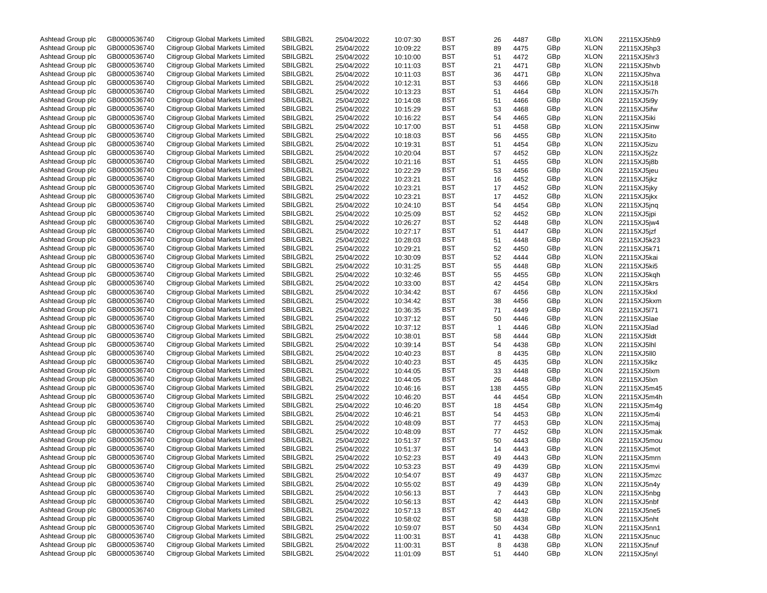| | | | | | | | | | | | |
|---|---|---|---|---|---|---|---|---|---|---|---|
| Ashtead Group plc | GB0000536740 | Citigroup Global Markets Limited | SBILGB2L | 25/04/2022 | 10:07:30 | BST | 26 | 4487 | GBp | XLON | 22115XJ5hb9 |
| Ashtead Group plc | GB0000536740 | Citigroup Global Markets Limited | SBILGB2L | 25/04/2022 | 10:09:22 | BST | 89 | 4475 | GBp | XLON | 22115XJ5hp3 |
| Ashtead Group plc | GB0000536740 | Citigroup Global Markets Limited | SBILGB2L | 25/04/2022 | 10:10:00 | BST | 51 | 4472 | GBp | XLON | 22115XJ5hr3 |
| Ashtead Group plc | GB0000536740 | Citigroup Global Markets Limited | SBILGB2L | 25/04/2022 | 10:11:03 | BST | 21 | 4471 | GBp | XLON | 22115XJ5hvb |
| Ashtead Group plc | GB0000536740 | Citigroup Global Markets Limited | SBILGB2L | 25/04/2022 | 10:11:03 | BST | 36 | 4471 | GBp | XLON | 22115XJ5hva |
| Ashtead Group plc | GB0000536740 | Citigroup Global Markets Limited | SBILGB2L | 25/04/2022 | 10:12:31 | BST | 53 | 4466 | GBp | XLON | 22115XJ5i18 |
| Ashtead Group plc | GB0000536740 | Citigroup Global Markets Limited | SBILGB2L | 25/04/2022 | 10:13:23 | BST | 51 | 4464 | GBp | XLON | 22115XJ5i7h |
| Ashtead Group plc | GB0000536740 | Citigroup Global Markets Limited | SBILGB2L | 25/04/2022 | 10:14:08 | BST | 51 | 4466 | GBp | XLON | 22115XJ5i9y |
| Ashtead Group plc | GB0000536740 | Citigroup Global Markets Limited | SBILGB2L | 25/04/2022 | 10:15:29 | BST | 53 | 4468 | GBp | XLON | 22115XJ5ifw |
| Ashtead Group plc | GB0000536740 | Citigroup Global Markets Limited | SBILGB2L | 25/04/2022 | 10:16:22 | BST | 54 | 4465 | GBp | XLON | 22115XJ5iki |
| Ashtead Group plc | GB0000536740 | Citigroup Global Markets Limited | SBILGB2L | 25/04/2022 | 10:17:00 | BST | 51 | 4458 | GBp | XLON | 22115XJ5inw |
| Ashtead Group plc | GB0000536740 | Citigroup Global Markets Limited | SBILGB2L | 25/04/2022 | 10:18:03 | BST | 56 | 4455 | GBp | XLON | 22115XJ5ito |
| Ashtead Group plc | GB0000536740 | Citigroup Global Markets Limited | SBILGB2L | 25/04/2022 | 10:19:31 | BST | 51 | 4454 | GBp | XLON | 22115XJ5izu |
| Ashtead Group plc | GB0000536740 | Citigroup Global Markets Limited | SBILGB2L | 25/04/2022 | 10:20:04 | BST | 57 | 4452 | GBp | XLON | 22115XJ5j2z |
| Ashtead Group plc | GB0000536740 | Citigroup Global Markets Limited | SBILGB2L | 25/04/2022 | 10:21:16 | BST | 51 | 4455 | GBp | XLON | 22115XJ5j8b |
| Ashtead Group plc | GB0000536740 | Citigroup Global Markets Limited | SBILGB2L | 25/04/2022 | 10:22:29 | BST | 53 | 4456 | GBp | XLON | 22115XJ5jeu |
| Ashtead Group plc | GB0000536740 | Citigroup Global Markets Limited | SBILGB2L | 25/04/2022 | 10:23:21 | BST | 16 | 4452 | GBp | XLON | 22115XJ5jkz |
| Ashtead Group plc | GB0000536740 | Citigroup Global Markets Limited | SBILGB2L | 25/04/2022 | 10:23:21 | BST | 17 | 4452 | GBp | XLON | 22115XJ5jky |
| Ashtead Group plc | GB0000536740 | Citigroup Global Markets Limited | SBILGB2L | 25/04/2022 | 10:23:21 | BST | 17 | 4452 | GBp | XLON | 22115XJ5jkx |
| Ashtead Group plc | GB0000536740 | Citigroup Global Markets Limited | SBILGB2L | 25/04/2022 | 10:24:10 | BST | 54 | 4454 | GBp | XLON | 22115XJ5jnq |
| Ashtead Group plc | GB0000536740 | Citigroup Global Markets Limited | SBILGB2L | 25/04/2022 | 10:25:09 | BST | 52 | 4452 | GBp | XLON | 22115XJ5jpi |
| Ashtead Group plc | GB0000536740 | Citigroup Global Markets Limited | SBILGB2L | 25/04/2022 | 10:26:27 | BST | 52 | 4448 | GBp | XLON | 22115XJ5jw4 |
| Ashtead Group plc | GB0000536740 | Citigroup Global Markets Limited | SBILGB2L | 25/04/2022 | 10:27:17 | BST | 51 | 4447 | GBp | XLON | 22115XJ5jzf |
| Ashtead Group plc | GB0000536740 | Citigroup Global Markets Limited | SBILGB2L | 25/04/2022 | 10:28:03 | BST | 51 | 4448 | GBp | XLON | 22115XJ5k23 |
| Ashtead Group plc | GB0000536740 | Citigroup Global Markets Limited | SBILGB2L | 25/04/2022 | 10:29:21 | BST | 52 | 4450 | GBp | XLON | 22115XJ5k71 |
| Ashtead Group plc | GB0000536740 | Citigroup Global Markets Limited | SBILGB2L | 25/04/2022 | 10:30:09 | BST | 52 | 4444 | GBp | XLON | 22115XJ5kai |
| Ashtead Group plc | GB0000536740 | Citigroup Global Markets Limited | SBILGB2L | 25/04/2022 | 10:31:25 | BST | 55 | 4448 | GBp | XLON | 22115XJ5ki5 |
| Ashtead Group plc | GB0000536740 | Citigroup Global Markets Limited | SBILGB2L | 25/04/2022 | 10:32:46 | BST | 55 | 4455 | GBp | XLON | 22115XJ5kqh |
| Ashtead Group plc | GB0000536740 | Citigroup Global Markets Limited | SBILGB2L | 25/04/2022 | 10:33:00 | BST | 42 | 4454 | GBp | XLON | 22115XJ5krs |
| Ashtead Group plc | GB0000536740 | Citigroup Global Markets Limited | SBILGB2L | 25/04/2022 | 10:34:42 | BST | 67 | 4456 | GBp | XLON | 22115XJ5kxl |
| Ashtead Group plc | GB0000536740 | Citigroup Global Markets Limited | SBILGB2L | 25/04/2022 | 10:34:42 | BST | 38 | 4456 | GBp | XLON | 22115XJ5kxm |
| Ashtead Group plc | GB0000536740 | Citigroup Global Markets Limited | SBILGB2L | 25/04/2022 | 10:36:35 | BST | 71 | 4449 | GBp | XLON | 22115XJ5l71 |
| Ashtead Group plc | GB0000536740 | Citigroup Global Markets Limited | SBILGB2L | 25/04/2022 | 10:37:12 | BST | 50 | 4446 | GBp | XLON | 22115XJ5lae |
| Ashtead Group plc | GB0000536740 | Citigroup Global Markets Limited | SBILGB2L | 25/04/2022 | 10:37:12 | BST | 1 | 4446 | GBp | XLON | 22115XJ5lad |
| Ashtead Group plc | GB0000536740 | Citigroup Global Markets Limited | SBILGB2L | 25/04/2022 | 10:38:01 | BST | 58 | 4444 | GBp | XLON | 22115XJ5ldt |
| Ashtead Group plc | GB0000536740 | Citigroup Global Markets Limited | SBILGB2L | 25/04/2022 | 10:39:14 | BST | 54 | 4438 | GBp | XLON | 22115XJ5lhl |
| Ashtead Group plc | GB0000536740 | Citigroup Global Markets Limited | SBILGB2L | 25/04/2022 | 10:40:23 | BST | 8 | 4435 | GBp | XLON | 22115XJ5ll0 |
| Ashtead Group plc | GB0000536740 | Citigroup Global Markets Limited | SBILGB2L | 25/04/2022 | 10:40:23 | BST | 45 | 4435 | GBp | XLON | 22115XJ5lkz |
| Ashtead Group plc | GB0000536740 | Citigroup Global Markets Limited | SBILGB2L | 25/04/2022 | 10:44:05 | BST | 33 | 4448 | GBp | XLON | 22115XJ5lxm |
| Ashtead Group plc | GB0000536740 | Citigroup Global Markets Limited | SBILGB2L | 25/04/2022 | 10:44:05 | BST | 26 | 4448 | GBp | XLON | 22115XJ5lxn |
| Ashtead Group plc | GB0000536740 | Citigroup Global Markets Limited | SBILGB2L | 25/04/2022 | 10:46:16 | BST | 138 | 4455 | GBp | XLON | 22115XJ5m45 |
| Ashtead Group plc | GB0000536740 | Citigroup Global Markets Limited | SBILGB2L | 25/04/2022 | 10:46:20 | BST | 44 | 4454 | GBp | XLON | 22115XJ5m4h |
| Ashtead Group plc | GB0000536740 | Citigroup Global Markets Limited | SBILGB2L | 25/04/2022 | 10:46:20 | BST | 18 | 4454 | GBp | XLON | 22115XJ5m4g |
| Ashtead Group plc | GB0000536740 | Citigroup Global Markets Limited | SBILGB2L | 25/04/2022 | 10:46:21 | BST | 54 | 4453 | GBp | XLON | 22115XJ5m4i |
| Ashtead Group plc | GB0000536740 | Citigroup Global Markets Limited | SBILGB2L | 25/04/2022 | 10:48:09 | BST | 77 | 4453 | GBp | XLON | 22115XJ5maj |
| Ashtead Group plc | GB0000536740 | Citigroup Global Markets Limited | SBILGB2L | 25/04/2022 | 10:48:09 | BST | 77 | 4452 | GBp | XLON | 22115XJ5mak |
| Ashtead Group plc | GB0000536740 | Citigroup Global Markets Limited | SBILGB2L | 25/04/2022 | 10:51:37 | BST | 50 | 4443 | GBp | XLON | 22115XJ5mou |
| Ashtead Group plc | GB0000536740 | Citigroup Global Markets Limited | SBILGB2L | 25/04/2022 | 10:51:37 | BST | 14 | 4443 | GBp | XLON | 22115XJ5mot |
| Ashtead Group plc | GB0000536740 | Citigroup Global Markets Limited | SBILGB2L | 25/04/2022 | 10:52:23 | BST | 49 | 4443 | GBp | XLON | 22115XJ5mrn |
| Ashtead Group plc | GB0000536740 | Citigroup Global Markets Limited | SBILGB2L | 25/04/2022 | 10:53:23 | BST | 49 | 4439 | GBp | XLON | 22115XJ5mvi |
| Ashtead Group plc | GB0000536740 | Citigroup Global Markets Limited | SBILGB2L | 25/04/2022 | 10:54:07 | BST | 49 | 4437 | GBp | XLON | 22115XJ5mzc |
| Ashtead Group plc | GB0000536740 | Citigroup Global Markets Limited | SBILGB2L | 25/04/2022 | 10:55:02 | BST | 49 | 4439 | GBp | XLON | 22115XJ5n4y |
| Ashtead Group plc | GB0000536740 | Citigroup Global Markets Limited | SBILGB2L | 25/04/2022 | 10:56:13 | BST | 7 | 4443 | GBp | XLON | 22115XJ5nbg |
| Ashtead Group plc | GB0000536740 | Citigroup Global Markets Limited | SBILGB2L | 25/04/2022 | 10:56:13 | BST | 42 | 4443 | GBp | XLON | 22115XJ5nbf |
| Ashtead Group plc | GB0000536740 | Citigroup Global Markets Limited | SBILGB2L | 25/04/2022 | 10:57:13 | BST | 40 | 4442 | GBp | XLON | 22115XJ5ne5 |
| Ashtead Group plc | GB0000536740 | Citigroup Global Markets Limited | SBILGB2L | 25/04/2022 | 10:58:02 | BST | 58 | 4438 | GBp | XLON | 22115XJ5nht |
| Ashtead Group plc | GB0000536740 | Citigroup Global Markets Limited | SBILGB2L | 25/04/2022 | 10:59:07 | BST | 50 | 4434 | GBp | XLON | 22115XJ5nn1 |
| Ashtead Group plc | GB0000536740 | Citigroup Global Markets Limited | SBILGB2L | 25/04/2022 | 11:00:31 | BST | 41 | 4438 | GBp | XLON | 22115XJ5nuc |
| Ashtead Group plc | GB0000536740 | Citigroup Global Markets Limited | SBILGB2L | 25/04/2022 | 11:00:31 | BST | 8 | 4438 | GBp | XLON | 22115XJ5nuf |
| Ashtead Group plc | GB0000536740 | Citigroup Global Markets Limited | SBILGB2L | 25/04/2022 | 11:01:09 | BST | 51 | 4440 | GBp | XLON | 22115XJ5nyl |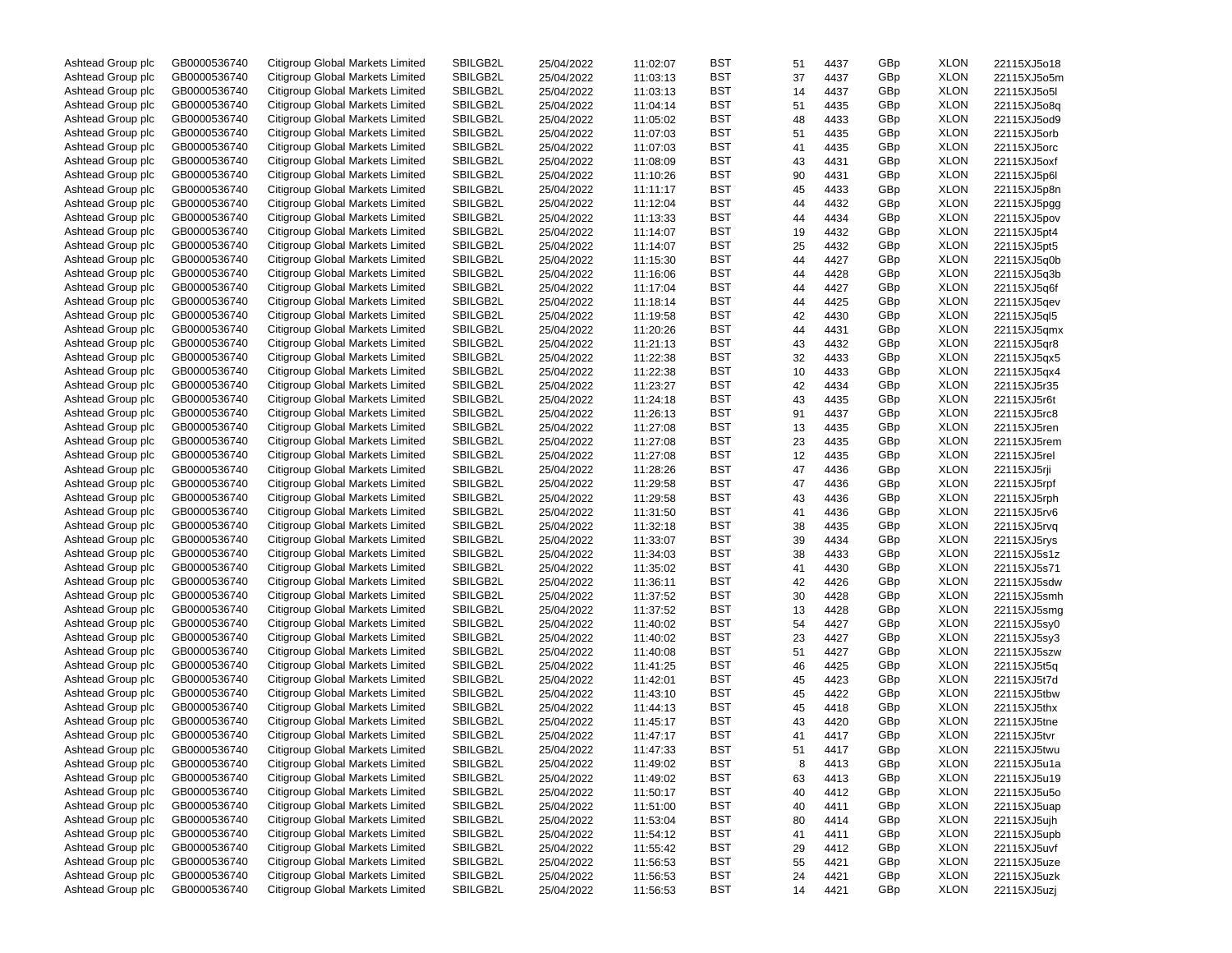| | | | | | | | | | | | |
|---|---|---|---|---|---|---|---|---|---|---|---|
| Ashtead Group plc | GB0000536740 | Citigroup Global Markets Limited | SBILGB2L | 25/04/2022 | 11:02:07 | BST | 51 | 4437 | GBp | XLON | 22115XJ5o18 |
| Ashtead Group plc | GB0000536740 | Citigroup Global Markets Limited | SBILGB2L | 25/04/2022 | 11:03:13 | BST | 37 | 4437 | GBp | XLON | 22115XJ5o5m |
| Ashtead Group plc | GB0000536740 | Citigroup Global Markets Limited | SBILGB2L | 25/04/2022 | 11:03:13 | BST | 14 | 4437 | GBp | XLON | 22115XJ5o5l |
| Ashtead Group plc | GB0000536740 | Citigroup Global Markets Limited | SBILGB2L | 25/04/2022 | 11:04:14 | BST | 51 | 4435 | GBp | XLON | 22115XJ5o8q |
| Ashtead Group plc | GB0000536740 | Citigroup Global Markets Limited | SBILGB2L | 25/04/2022 | 11:05:02 | BST | 48 | 4433 | GBp | XLON | 22115XJ5od9 |
| Ashtead Group plc | GB0000536740 | Citigroup Global Markets Limited | SBILGB2L | 25/04/2022 | 11:07:03 | BST | 51 | 4435 | GBp | XLON | 22115XJ5orb |
| Ashtead Group plc | GB0000536740 | Citigroup Global Markets Limited | SBILGB2L | 25/04/2022 | 11:07:03 | BST | 41 | 4435 | GBp | XLON | 22115XJ5orc |
| Ashtead Group plc | GB0000536740 | Citigroup Global Markets Limited | SBILGB2L | 25/04/2022 | 11:08:09 | BST | 43 | 4431 | GBp | XLON | 22115XJ5oxf |
| Ashtead Group plc | GB0000536740 | Citigroup Global Markets Limited | SBILGB2L | 25/04/2022 | 11:10:26 | BST | 90 | 4431 | GBp | XLON | 22115XJ5p6l |
| Ashtead Group plc | GB0000536740 | Citigroup Global Markets Limited | SBILGB2L | 25/04/2022 | 11:11:17 | BST | 45 | 4433 | GBp | XLON | 22115XJ5p8n |
| Ashtead Group plc | GB0000536740 | Citigroup Global Markets Limited | SBILGB2L | 25/04/2022 | 11:12:04 | BST | 44 | 4432 | GBp | XLON | 22115XJ5pgg |
| Ashtead Group plc | GB0000536740 | Citigroup Global Markets Limited | SBILGB2L | 25/04/2022 | 11:13:33 | BST | 44 | 4434 | GBp | XLON | 22115XJ5pov |
| Ashtead Group plc | GB0000536740 | Citigroup Global Markets Limited | SBILGB2L | 25/04/2022 | 11:14:07 | BST | 19 | 4432 | GBp | XLON | 22115XJ5pt4 |
| Ashtead Group plc | GB0000536740 | Citigroup Global Markets Limited | SBILGB2L | 25/04/2022 | 11:14:07 | BST | 25 | 4432 | GBp | XLON | 22115XJ5pt5 |
| Ashtead Group plc | GB0000536740 | Citigroup Global Markets Limited | SBILGB2L | 25/04/2022 | 11:15:30 | BST | 44 | 4427 | GBp | XLON | 22115XJ5q0b |
| Ashtead Group plc | GB0000536740 | Citigroup Global Markets Limited | SBILGB2L | 25/04/2022 | 11:16:06 | BST | 44 | 4428 | GBp | XLON | 22115XJ5q3b |
| Ashtead Group plc | GB0000536740 | Citigroup Global Markets Limited | SBILGB2L | 25/04/2022 | 11:17:04 | BST | 44 | 4427 | GBp | XLON | 22115XJ5q6f |
| Ashtead Group plc | GB0000536740 | Citigroup Global Markets Limited | SBILGB2L | 25/04/2022 | 11:18:14 | BST | 44 | 4425 | GBp | XLON | 22115XJ5qev |
| Ashtead Group plc | GB0000536740 | Citigroup Global Markets Limited | SBILGB2L | 25/04/2022 | 11:19:58 | BST | 42 | 4430 | GBp | XLON | 22115XJ5ql5 |
| Ashtead Group plc | GB0000536740 | Citigroup Global Markets Limited | SBILGB2L | 25/04/2022 | 11:20:26 | BST | 44 | 4431 | GBp | XLON | 22115XJ5qmx |
| Ashtead Group plc | GB0000536740 | Citigroup Global Markets Limited | SBILGB2L | 25/04/2022 | 11:21:13 | BST | 43 | 4432 | GBp | XLON | 22115XJ5qr8 |
| Ashtead Group plc | GB0000536740 | Citigroup Global Markets Limited | SBILGB2L | 25/04/2022 | 11:22:38 | BST | 32 | 4433 | GBp | XLON | 22115XJ5qx5 |
| Ashtead Group plc | GB0000536740 | Citigroup Global Markets Limited | SBILGB2L | 25/04/2022 | 11:22:38 | BST | 10 | 4433 | GBp | XLON | 22115XJ5qx4 |
| Ashtead Group plc | GB0000536740 | Citigroup Global Markets Limited | SBILGB2L | 25/04/2022 | 11:23:27 | BST | 42 | 4434 | GBp | XLON | 22115XJ5r35 |
| Ashtead Group plc | GB0000536740 | Citigroup Global Markets Limited | SBILGB2L | 25/04/2022 | 11:24:18 | BST | 43 | 4435 | GBp | XLON | 22115XJ5r6t |
| Ashtead Group plc | GB0000536740 | Citigroup Global Markets Limited | SBILGB2L | 25/04/2022 | 11:26:13 | BST | 91 | 4437 | GBp | XLON | 22115XJ5rc8 |
| Ashtead Group plc | GB0000536740 | Citigroup Global Markets Limited | SBILGB2L | 25/04/2022 | 11:27:08 | BST | 13 | 4435 | GBp | XLON | 22115XJ5ren |
| Ashtead Group plc | GB0000536740 | Citigroup Global Markets Limited | SBILGB2L | 25/04/2022 | 11:27:08 | BST | 23 | 4435 | GBp | XLON | 22115XJ5rem |
| Ashtead Group plc | GB0000536740 | Citigroup Global Markets Limited | SBILGB2L | 25/04/2022 | 11:27:08 | BST | 12 | 4435 | GBp | XLON | 22115XJ5rel |
| Ashtead Group plc | GB0000536740 | Citigroup Global Markets Limited | SBILGB2L | 25/04/2022 | 11:28:26 | BST | 47 | 4436 | GBp | XLON | 22115XJ5rji |
| Ashtead Group plc | GB0000536740 | Citigroup Global Markets Limited | SBILGB2L | 25/04/2022 | 11:29:58 | BST | 47 | 4436 | GBp | XLON | 22115XJ5rpf |
| Ashtead Group plc | GB0000536740 | Citigroup Global Markets Limited | SBILGB2L | 25/04/2022 | 11:29:58 | BST | 43 | 4436 | GBp | XLON | 22115XJ5rph |
| Ashtead Group plc | GB0000536740 | Citigroup Global Markets Limited | SBILGB2L | 25/04/2022 | 11:31:50 | BST | 41 | 4436 | GBp | XLON | 22115XJ5rv6 |
| Ashtead Group plc | GB0000536740 | Citigroup Global Markets Limited | SBILGB2L | 25/04/2022 | 11:32:18 | BST | 38 | 4435 | GBp | XLON | 22115XJ5rvq |
| Ashtead Group plc | GB0000536740 | Citigroup Global Markets Limited | SBILGB2L | 25/04/2022 | 11:33:07 | BST | 39 | 4434 | GBp | XLON | 22115XJ5rys |
| Ashtead Group plc | GB0000536740 | Citigroup Global Markets Limited | SBILGB2L | 25/04/2022 | 11:34:03 | BST | 38 | 4433 | GBp | XLON | 22115XJ5s1z |
| Ashtead Group plc | GB0000536740 | Citigroup Global Markets Limited | SBILGB2L | 25/04/2022 | 11:35:02 | BST | 41 | 4430 | GBp | XLON | 22115XJ5s71 |
| Ashtead Group plc | GB0000536740 | Citigroup Global Markets Limited | SBILGB2L | 25/04/2022 | 11:36:11 | BST | 42 | 4426 | GBp | XLON | 22115XJ5sdw |
| Ashtead Group plc | GB0000536740 | Citigroup Global Markets Limited | SBILGB2L | 25/04/2022 | 11:37:52 | BST | 30 | 4428 | GBp | XLON | 22115XJ5smh |
| Ashtead Group plc | GB0000536740 | Citigroup Global Markets Limited | SBILGB2L | 25/04/2022 | 11:37:52 | BST | 13 | 4428 | GBp | XLON | 22115XJ5smg |
| Ashtead Group plc | GB0000536740 | Citigroup Global Markets Limited | SBILGB2L | 25/04/2022 | 11:40:02 | BST | 54 | 4427 | GBp | XLON | 22115XJ5sy0 |
| Ashtead Group plc | GB0000536740 | Citigroup Global Markets Limited | SBILGB2L | 25/04/2022 | 11:40:02 | BST | 23 | 4427 | GBp | XLON | 22115XJ5sy3 |
| Ashtead Group plc | GB0000536740 | Citigroup Global Markets Limited | SBILGB2L | 25/04/2022 | 11:40:08 | BST | 51 | 4427 | GBp | XLON | 22115XJ5szw |
| Ashtead Group plc | GB0000536740 | Citigroup Global Markets Limited | SBILGB2L | 25/04/2022 | 11:41:25 | BST | 46 | 4425 | GBp | XLON | 22115XJ5t5q |
| Ashtead Group plc | GB0000536740 | Citigroup Global Markets Limited | SBILGB2L | 25/04/2022 | 11:42:01 | BST | 45 | 4423 | GBp | XLON | 22115XJ5t7d |
| Ashtead Group plc | GB0000536740 | Citigroup Global Markets Limited | SBILGB2L | 25/04/2022 | 11:43:10 | BST | 45 | 4422 | GBp | XLON | 22115XJ5tbw |
| Ashtead Group plc | GB0000536740 | Citigroup Global Markets Limited | SBILGB2L | 25/04/2022 | 11:44:13 | BST | 45 | 4418 | GBp | XLON | 22115XJ5thx |
| Ashtead Group plc | GB0000536740 | Citigroup Global Markets Limited | SBILGB2L | 25/04/2022 | 11:45:17 | BST | 43 | 4420 | GBp | XLON | 22115XJ5tne |
| Ashtead Group plc | GB0000536740 | Citigroup Global Markets Limited | SBILGB2L | 25/04/2022 | 11:47:17 | BST | 41 | 4417 | GBp | XLON | 22115XJ5tvr |
| Ashtead Group plc | GB0000536740 | Citigroup Global Markets Limited | SBILGB2L | 25/04/2022 | 11:47:33 | BST | 51 | 4417 | GBp | XLON | 22115XJ5twu |
| Ashtead Group plc | GB0000536740 | Citigroup Global Markets Limited | SBILGB2L | 25/04/2022 | 11:49:02 | BST | 8 | 4413 | GBp | XLON | 22115XJ5u1a |
| Ashtead Group plc | GB0000536740 | Citigroup Global Markets Limited | SBILGB2L | 25/04/2022 | 11:49:02 | BST | 63 | 4413 | GBp | XLON | 22115XJ5u19 |
| Ashtead Group plc | GB0000536740 | Citigroup Global Markets Limited | SBILGB2L | 25/04/2022 | 11:50:17 | BST | 40 | 4412 | GBp | XLON | 22115XJ5u5o |
| Ashtead Group plc | GB0000536740 | Citigroup Global Markets Limited | SBILGB2L | 25/04/2022 | 11:51:00 | BST | 40 | 4411 | GBp | XLON | 22115XJ5uap |
| Ashtead Group plc | GB0000536740 | Citigroup Global Markets Limited | SBILGB2L | 25/04/2022 | 11:53:04 | BST | 80 | 4414 | GBp | XLON | 22115XJ5ujh |
| Ashtead Group plc | GB0000536740 | Citigroup Global Markets Limited | SBILGB2L | 25/04/2022 | 11:54:12 | BST | 41 | 4411 | GBp | XLON | 22115XJ5upb |
| Ashtead Group plc | GB0000536740 | Citigroup Global Markets Limited | SBILGB2L | 25/04/2022 | 11:55:42 | BST | 29 | 4412 | GBp | XLON | 22115XJ5uvf |
| Ashtead Group plc | GB0000536740 | Citigroup Global Markets Limited | SBILGB2L | 25/04/2022 | 11:56:53 | BST | 55 | 4421 | GBp | XLON | 22115XJ5uze |
| Ashtead Group plc | GB0000536740 | Citigroup Global Markets Limited | SBILGB2L | 25/04/2022 | 11:56:53 | BST | 24 | 4421 | GBp | XLON | 22115XJ5uzk |
| Ashtead Group plc | GB0000536740 | Citigroup Global Markets Limited | SBILGB2L | 25/04/2022 | 11:56:53 | BST | 14 | 4421 | GBp | XLON | 22115XJ5uzj |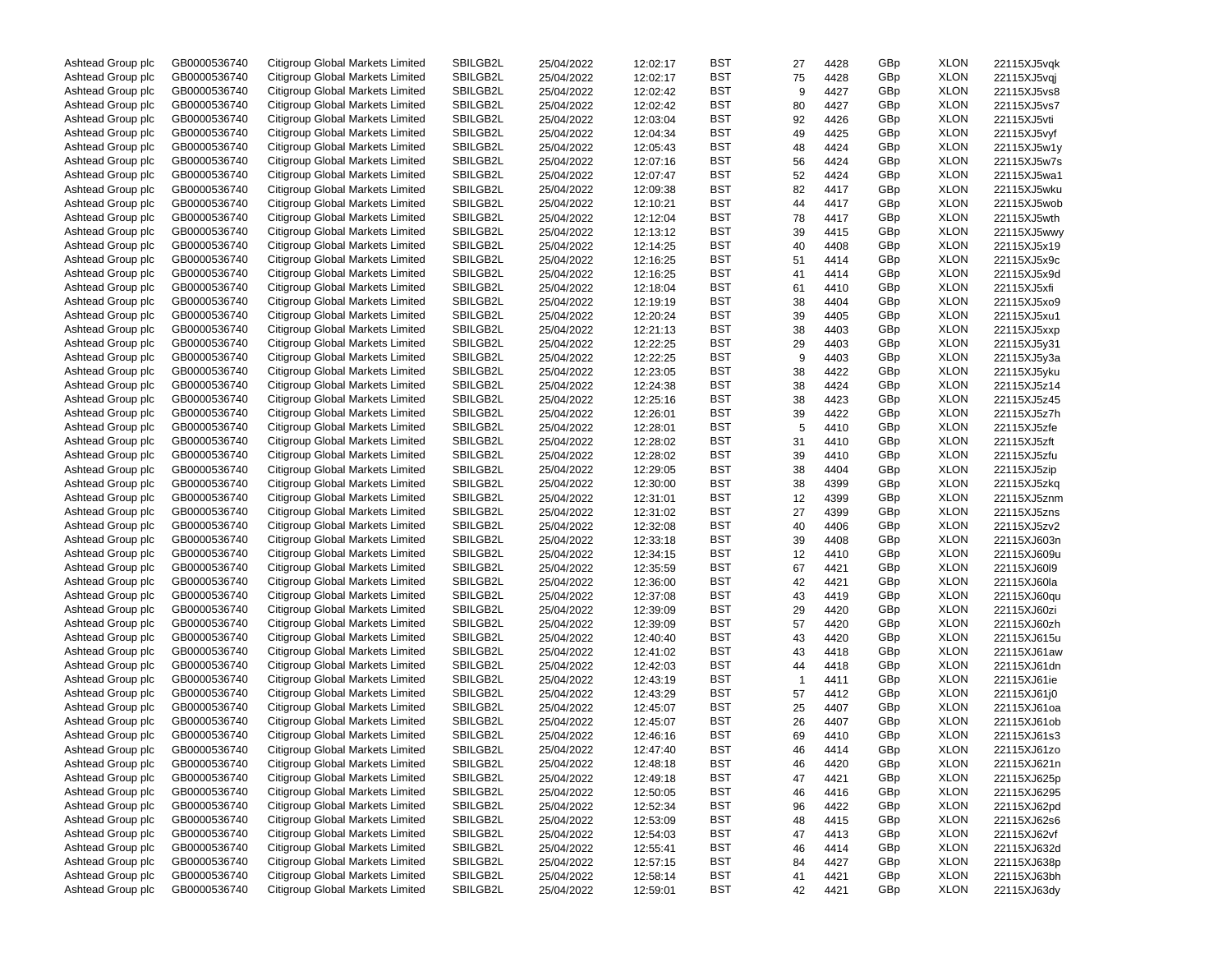| | | | | | | | | | | | |
|---|---|---|---|---|---|---|---|---|---|---|---|
| Ashtead Group plc | GB0000536740 | Citigroup Global Markets Limited | SBILGB2L | 25/04/2022 | 12:02:17 | BST | 27 | 4428 | GBp | XLON | 22115XJ5vqk |
| Ashtead Group plc | GB0000536740 | Citigroup Global Markets Limited | SBILGB2L | 25/04/2022 | 12:02:17 | BST | 75 | 4428 | GBp | XLON | 22115XJ5vqj |
| Ashtead Group plc | GB0000536740 | Citigroup Global Markets Limited | SBILGB2L | 25/04/2022 | 12:02:42 | BST | 9 | 4427 | GBp | XLON | 22115XJ5vs8 |
| Ashtead Group plc | GB0000536740 | Citigroup Global Markets Limited | SBILGB2L | 25/04/2022 | 12:02:42 | BST | 80 | 4427 | GBp | XLON | 22115XJ5vs7 |
| Ashtead Group plc | GB0000536740 | Citigroup Global Markets Limited | SBILGB2L | 25/04/2022 | 12:03:04 | BST | 92 | 4426 | GBp | XLON | 22115XJ5vti |
| Ashtead Group plc | GB0000536740 | Citigroup Global Markets Limited | SBILGB2L | 25/04/2022 | 12:04:34 | BST | 49 | 4425 | GBp | XLON | 22115XJ5vyf |
| Ashtead Group plc | GB0000536740 | Citigroup Global Markets Limited | SBILGB2L | 25/04/2022 | 12:05:43 | BST | 48 | 4424 | GBp | XLON | 22115XJ5w1y |
| Ashtead Group plc | GB0000536740 | Citigroup Global Markets Limited | SBILGB2L | 25/04/2022 | 12:07:16 | BST | 56 | 4424 | GBp | XLON | 22115XJ5w7s |
| Ashtead Group plc | GB0000536740 | Citigroup Global Markets Limited | SBILGB2L | 25/04/2022 | 12:07:47 | BST | 52 | 4424 | GBp | XLON | 22115XJ5wa1 |
| Ashtead Group plc | GB0000536740 | Citigroup Global Markets Limited | SBILGB2L | 25/04/2022 | 12:09:38 | BST | 82 | 4417 | GBp | XLON | 22115XJ5wku |
| Ashtead Group plc | GB0000536740 | Citigroup Global Markets Limited | SBILGB2L | 25/04/2022 | 12:10:21 | BST | 44 | 4417 | GBp | XLON | 22115XJ5wob |
| Ashtead Group plc | GB0000536740 | Citigroup Global Markets Limited | SBILGB2L | 25/04/2022 | 12:12:04 | BST | 78 | 4417 | GBp | XLON | 22115XJ5wth |
| Ashtead Group plc | GB0000536740 | Citigroup Global Markets Limited | SBILGB2L | 25/04/2022 | 12:13:12 | BST | 39 | 4415 | GBp | XLON | 22115XJ5wwy |
| Ashtead Group plc | GB0000536740 | Citigroup Global Markets Limited | SBILGB2L | 25/04/2022 | 12:14:25 | BST | 40 | 4408 | GBp | XLON | 22115XJ5x19 |
| Ashtead Group plc | GB0000536740 | Citigroup Global Markets Limited | SBILGB2L | 25/04/2022 | 12:16:25 | BST | 51 | 4414 | GBp | XLON | 22115XJ5x9c |
| Ashtead Group plc | GB0000536740 | Citigroup Global Markets Limited | SBILGB2L | 25/04/2022 | 12:16:25 | BST | 41 | 4414 | GBp | XLON | 22115XJ5x9d |
| Ashtead Group plc | GB0000536740 | Citigroup Global Markets Limited | SBILGB2L | 25/04/2022 | 12:18:04 | BST | 61 | 4410 | GBp | XLON | 22115XJ5xfi |
| Ashtead Group plc | GB0000536740 | Citigroup Global Markets Limited | SBILGB2L | 25/04/2022 | 12:19:19 | BST | 38 | 4404 | GBp | XLON | 22115XJ5xo9 |
| Ashtead Group plc | GB0000536740 | Citigroup Global Markets Limited | SBILGB2L | 25/04/2022 | 12:20:24 | BST | 39 | 4405 | GBp | XLON | 22115XJ5xu1 |
| Ashtead Group plc | GB0000536740 | Citigroup Global Markets Limited | SBILGB2L | 25/04/2022 | 12:21:13 | BST | 38 | 4403 | GBp | XLON | 22115XJ5xxp |
| Ashtead Group plc | GB0000536740 | Citigroup Global Markets Limited | SBILGB2L | 25/04/2022 | 12:22:25 | BST | 29 | 4403 | GBp | XLON | 22115XJ5y31 |
| Ashtead Group plc | GB0000536740 | Citigroup Global Markets Limited | SBILGB2L | 25/04/2022 | 12:22:25 | BST | 9 | 4403 | GBp | XLON | 22115XJ5y3a |
| Ashtead Group plc | GB0000536740 | Citigroup Global Markets Limited | SBILGB2L | 25/04/2022 | 12:23:05 | BST | 38 | 4422 | GBp | XLON | 22115XJ5yku |
| Ashtead Group plc | GB0000536740 | Citigroup Global Markets Limited | SBILGB2L | 25/04/2022 | 12:24:38 | BST | 38 | 4424 | GBp | XLON | 22115XJ5z14 |
| Ashtead Group plc | GB0000536740 | Citigroup Global Markets Limited | SBILGB2L | 25/04/2022 | 12:25:16 | BST | 38 | 4423 | GBp | XLON | 22115XJ5z45 |
| Ashtead Group plc | GB0000536740 | Citigroup Global Markets Limited | SBILGB2L | 25/04/2022 | 12:26:01 | BST | 39 | 4422 | GBp | XLON | 22115XJ5z7h |
| Ashtead Group plc | GB0000536740 | Citigroup Global Markets Limited | SBILGB2L | 25/04/2022 | 12:28:01 | BST | 5 | 4410 | GBp | XLON | 22115XJ5zfe |
| Ashtead Group plc | GB0000536740 | Citigroup Global Markets Limited | SBILGB2L | 25/04/2022 | 12:28:02 | BST | 31 | 4410 | GBp | XLON | 22115XJ5zft |
| Ashtead Group plc | GB0000536740 | Citigroup Global Markets Limited | SBILGB2L | 25/04/2022 | 12:28:02 | BST | 39 | 4410 | GBp | XLON | 22115XJ5zfu |
| Ashtead Group plc | GB0000536740 | Citigroup Global Markets Limited | SBILGB2L | 25/04/2022 | 12:29:05 | BST | 38 | 4404 | GBp | XLON | 22115XJ5zip |
| Ashtead Group plc | GB0000536740 | Citigroup Global Markets Limited | SBILGB2L | 25/04/2022 | 12:30:00 | BST | 38 | 4399 | GBp | XLON | 22115XJ5zkq |
| Ashtead Group plc | GB0000536740 | Citigroup Global Markets Limited | SBILGB2L | 25/04/2022 | 12:31:01 | BST | 12 | 4399 | GBp | XLON | 22115XJ5znm |
| Ashtead Group plc | GB0000536740 | Citigroup Global Markets Limited | SBILGB2L | 25/04/2022 | 12:31:02 | BST | 27 | 4399 | GBp | XLON | 22115XJ5zns |
| Ashtead Group plc | GB0000536740 | Citigroup Global Markets Limited | SBILGB2L | 25/04/2022 | 12:32:08 | BST | 40 | 4406 | GBp | XLON | 22115XJ5zv2 |
| Ashtead Group plc | GB0000536740 | Citigroup Global Markets Limited | SBILGB2L | 25/04/2022 | 12:33:18 | BST | 39 | 4408 | GBp | XLON | 22115XJ603n |
| Ashtead Group plc | GB0000536740 | Citigroup Global Markets Limited | SBILGB2L | 25/04/2022 | 12:34:15 | BST | 12 | 4410 | GBp | XLON | 22115XJ609u |
| Ashtead Group plc | GB0000536740 | Citigroup Global Markets Limited | SBILGB2L | 25/04/2022 | 12:35:59 | BST | 67 | 4421 | GBp | XLON | 22115XJ60l9 |
| Ashtead Group plc | GB0000536740 | Citigroup Global Markets Limited | SBILGB2L | 25/04/2022 | 12:36:00 | BST | 42 | 4421 | GBp | XLON | 22115XJ60la |
| Ashtead Group plc | GB0000536740 | Citigroup Global Markets Limited | SBILGB2L | 25/04/2022 | 12:37:08 | BST | 43 | 4419 | GBp | XLON | 22115XJ60qu |
| Ashtead Group plc | GB0000536740 | Citigroup Global Markets Limited | SBILGB2L | 25/04/2022 | 12:39:09 | BST | 29 | 4420 | GBp | XLON | 22115XJ60zi |
| Ashtead Group plc | GB0000536740 | Citigroup Global Markets Limited | SBILGB2L | 25/04/2022 | 12:39:09 | BST | 57 | 4420 | GBp | XLON | 22115XJ60zh |
| Ashtead Group plc | GB0000536740 | Citigroup Global Markets Limited | SBILGB2L | 25/04/2022 | 12:40:40 | BST | 43 | 4420 | GBp | XLON | 22115XJ615u |
| Ashtead Group plc | GB0000536740 | Citigroup Global Markets Limited | SBILGB2L | 25/04/2022 | 12:41:02 | BST | 43 | 4418 | GBp | XLON | 22115XJ61aw |
| Ashtead Group plc | GB0000536740 | Citigroup Global Markets Limited | SBILGB2L | 25/04/2022 | 12:42:03 | BST | 44 | 4418 | GBp | XLON | 22115XJ61dn |
| Ashtead Group plc | GB0000536740 | Citigroup Global Markets Limited | SBILGB2L | 25/04/2022 | 12:43:19 | BST | 1 | 4411 | GBp | XLON | 22115XJ61ie |
| Ashtead Group plc | GB0000536740 | Citigroup Global Markets Limited | SBILGB2L | 25/04/2022 | 12:43:29 | BST | 57 | 4412 | GBp | XLON | 22115XJ61j0 |
| Ashtead Group plc | GB0000536740 | Citigroup Global Markets Limited | SBILGB2L | 25/04/2022 | 12:45:07 | BST | 25 | 4407 | GBp | XLON | 22115XJ61oa |
| Ashtead Group plc | GB0000536740 | Citigroup Global Markets Limited | SBILGB2L | 25/04/2022 | 12:45:07 | BST | 26 | 4407 | GBp | XLON | 22115XJ61ob |
| Ashtead Group plc | GB0000536740 | Citigroup Global Markets Limited | SBILGB2L | 25/04/2022 | 12:46:16 | BST | 69 | 4410 | GBp | XLON | 22115XJ61s3 |
| Ashtead Group plc | GB0000536740 | Citigroup Global Markets Limited | SBILGB2L | 25/04/2022 | 12:47:40 | BST | 46 | 4414 | GBp | XLON | 22115XJ61zo |
| Ashtead Group plc | GB0000536740 | Citigroup Global Markets Limited | SBILGB2L | 25/04/2022 | 12:48:18 | BST | 46 | 4420 | GBp | XLON | 22115XJ621n |
| Ashtead Group plc | GB0000536740 | Citigroup Global Markets Limited | SBILGB2L | 25/04/2022 | 12:49:18 | BST | 47 | 4421 | GBp | XLON | 22115XJ625p |
| Ashtead Group plc | GB0000536740 | Citigroup Global Markets Limited | SBILGB2L | 25/04/2022 | 12:50:05 | BST | 46 | 4416 | GBp | XLON | 22115XJ6295 |
| Ashtead Group plc | GB0000536740 | Citigroup Global Markets Limited | SBILGB2L | 25/04/2022 | 12:52:34 | BST | 96 | 4422 | GBp | XLON | 22115XJ62pd |
| Ashtead Group plc | GB0000536740 | Citigroup Global Markets Limited | SBILGB2L | 25/04/2022 | 12:53:09 | BST | 48 | 4415 | GBp | XLON | 22115XJ62s6 |
| Ashtead Group plc | GB0000536740 | Citigroup Global Markets Limited | SBILGB2L | 25/04/2022 | 12:54:03 | BST | 47 | 4413 | GBp | XLON | 22115XJ62vf |
| Ashtead Group plc | GB0000536740 | Citigroup Global Markets Limited | SBILGB2L | 25/04/2022 | 12:55:41 | BST | 46 | 4414 | GBp | XLON | 22115XJ632d |
| Ashtead Group plc | GB0000536740 | Citigroup Global Markets Limited | SBILGB2L | 25/04/2022 | 12:57:15 | BST | 84 | 4427 | GBp | XLON | 22115XJ638p |
| Ashtead Group plc | GB0000536740 | Citigroup Global Markets Limited | SBILGB2L | 25/04/2022 | 12:58:14 | BST | 41 | 4421 | GBp | XLON | 22115XJ63bh |
| Ashtead Group plc | GB0000536740 | Citigroup Global Markets Limited | SBILGB2L | 25/04/2022 | 12:59:01 | BST | 42 | 4421 | GBp | XLON | 22115XJ63dy |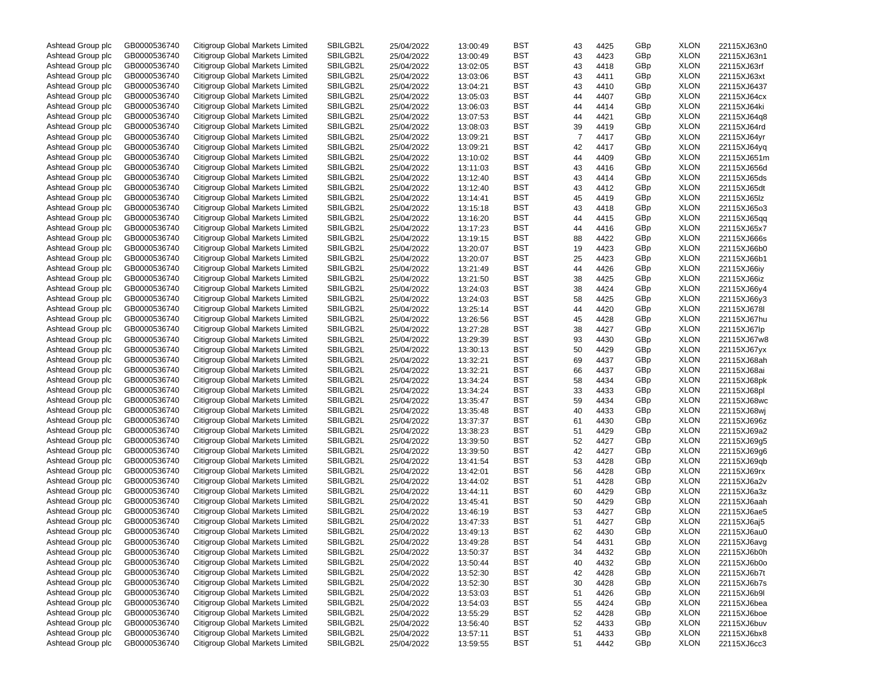| | | | | | | | | | | | |
|---|---|---|---|---|---|---|---|---|---|---|---|
| Ashtead Group plc | GB0000536740 | Citigroup Global Markets Limited | SBILGB2L | 25/04/2022 | 13:00:49 | BST | 43 | 4425 | GBp | XLON | 22115XJ63n0 |
| Ashtead Group plc | GB0000536740 | Citigroup Global Markets Limited | SBILGB2L | 25/04/2022 | 13:00:49 | BST | 43 | 4423 | GBp | XLON | 22115XJ63n1 |
| Ashtead Group plc | GB0000536740 | Citigroup Global Markets Limited | SBILGB2L | 25/04/2022 | 13:02:05 | BST | 43 | 4418 | GBp | XLON | 22115XJ63rf |
| Ashtead Group plc | GB0000536740 | Citigroup Global Markets Limited | SBILGB2L | 25/04/2022 | 13:03:06 | BST | 43 | 4411 | GBp | XLON | 22115XJ63xt |
| Ashtead Group plc | GB0000536740 | Citigroup Global Markets Limited | SBILGB2L | 25/04/2022 | 13:04:21 | BST | 43 | 4410 | GBp | XLON | 22115XJ6437 |
| Ashtead Group plc | GB0000536740 | Citigroup Global Markets Limited | SBILGB2L | 25/04/2022 | 13:05:03 | BST | 44 | 4407 | GBp | XLON | 22115XJ64cx |
| Ashtead Group plc | GB0000536740 | Citigroup Global Markets Limited | SBILGB2L | 25/04/2022 | 13:06:03 | BST | 44 | 4414 | GBp | XLON | 22115XJ64ki |
| Ashtead Group plc | GB0000536740 | Citigroup Global Markets Limited | SBILGB2L | 25/04/2022 | 13:07:53 | BST | 44 | 4421 | GBp | XLON | 22115XJ64q8 |
| Ashtead Group plc | GB0000536740 | Citigroup Global Markets Limited | SBILGB2L | 25/04/2022 | 13:08:03 | BST | 39 | 4419 | GBp | XLON | 22115XJ64rd |
| Ashtead Group plc | GB0000536740 | Citigroup Global Markets Limited | SBILGB2L | 25/04/2022 | 13:09:21 | BST | 7 | 4417 | GBp | XLON | 22115XJ64yr |
| Ashtead Group plc | GB0000536740 | Citigroup Global Markets Limited | SBILGB2L | 25/04/2022 | 13:09:21 | BST | 42 | 4417 | GBp | XLON | 22115XJ64yq |
| Ashtead Group plc | GB0000536740 | Citigroup Global Markets Limited | SBILGB2L | 25/04/2022 | 13:10:02 | BST | 44 | 4409 | GBp | XLON | 22115XJ651m |
| Ashtead Group plc | GB0000536740 | Citigroup Global Markets Limited | SBILGB2L | 25/04/2022 | 13:11:03 | BST | 43 | 4416 | GBp | XLON | 22115XJ656d |
| Ashtead Group plc | GB0000536740 | Citigroup Global Markets Limited | SBILGB2L | 25/04/2022 | 13:12:40 | BST | 43 | 4414 | GBp | XLON | 22115XJ65ds |
| Ashtead Group plc | GB0000536740 | Citigroup Global Markets Limited | SBILGB2L | 25/04/2022 | 13:12:40 | BST | 43 | 4412 | GBp | XLON | 22115XJ65dt |
| Ashtead Group plc | GB0000536740 | Citigroup Global Markets Limited | SBILGB2L | 25/04/2022 | 13:14:41 | BST | 45 | 4419 | GBp | XLON | 22115XJ65lz |
| Ashtead Group plc | GB0000536740 | Citigroup Global Markets Limited | SBILGB2L | 25/04/2022 | 13:15:18 | BST | 43 | 4418 | GBp | XLON | 22115XJ65o3 |
| Ashtead Group plc | GB0000536740 | Citigroup Global Markets Limited | SBILGB2L | 25/04/2022 | 13:16:20 | BST | 44 | 4415 | GBp | XLON | 22115XJ65qq |
| Ashtead Group plc | GB0000536740 | Citigroup Global Markets Limited | SBILGB2L | 25/04/2022 | 13:17:23 | BST | 44 | 4416 | GBp | XLON | 22115XJ65x7 |
| Ashtead Group plc | GB0000536740 | Citigroup Global Markets Limited | SBILGB2L | 25/04/2022 | 13:19:15 | BST | 88 | 4422 | GBp | XLON | 22115XJ666s |
| Ashtead Group plc | GB0000536740 | Citigroup Global Markets Limited | SBILGB2L | 25/04/2022 | 13:20:07 | BST | 19 | 4423 | GBp | XLON | 22115XJ66b0 |
| Ashtead Group plc | GB0000536740 | Citigroup Global Markets Limited | SBILGB2L | 25/04/2022 | 13:20:07 | BST | 25 | 4423 | GBp | XLON | 22115XJ66b1 |
| Ashtead Group plc | GB0000536740 | Citigroup Global Markets Limited | SBILGB2L | 25/04/2022 | 13:21:49 | BST | 44 | 4426 | GBp | XLON | 22115XJ66iy |
| Ashtead Group plc | GB0000536740 | Citigroup Global Markets Limited | SBILGB2L | 25/04/2022 | 13:21:50 | BST | 38 | 4425 | GBp | XLON | 22115XJ66iz |
| Ashtead Group plc | GB0000536740 | Citigroup Global Markets Limited | SBILGB2L | 25/04/2022 | 13:24:03 | BST | 38 | 4424 | GBp | XLON | 22115XJ66y4 |
| Ashtead Group plc | GB0000536740 | Citigroup Global Markets Limited | SBILGB2L | 25/04/2022 | 13:24:03 | BST | 58 | 4425 | GBp | XLON | 22115XJ66y3 |
| Ashtead Group plc | GB0000536740 | Citigroup Global Markets Limited | SBILGB2L | 25/04/2022 | 13:25:14 | BST | 44 | 4420 | GBp | XLON | 22115XJ678l |
| Ashtead Group plc | GB0000536740 | Citigroup Global Markets Limited | SBILGB2L | 25/04/2022 | 13:26:56 | BST | 45 | 4428 | GBp | XLON | 22115XJ67hu |
| Ashtead Group plc | GB0000536740 | Citigroup Global Markets Limited | SBILGB2L | 25/04/2022 | 13:27:28 | BST | 38 | 4427 | GBp | XLON | 22115XJ67lp |
| Ashtead Group plc | GB0000536740 | Citigroup Global Markets Limited | SBILGB2L | 25/04/2022 | 13:29:39 | BST | 93 | 4430 | GBp | XLON | 22115XJ67w8 |
| Ashtead Group plc | GB0000536740 | Citigroup Global Markets Limited | SBILGB2L | 25/04/2022 | 13:30:13 | BST | 50 | 4429 | GBp | XLON | 22115XJ67yx |
| Ashtead Group plc | GB0000536740 | Citigroup Global Markets Limited | SBILGB2L | 25/04/2022 | 13:32:21 | BST | 69 | 4437 | GBp | XLON | 22115XJ68ah |
| Ashtead Group plc | GB0000536740 | Citigroup Global Markets Limited | SBILGB2L | 25/04/2022 | 13:32:21 | BST | 66 | 4437 | GBp | XLON | 22115XJ68ai |
| Ashtead Group plc | GB0000536740 | Citigroup Global Markets Limited | SBILGB2L | 25/04/2022 | 13:34:24 | BST | 58 | 4434 | GBp | XLON | 22115XJ68pk |
| Ashtead Group plc | GB0000536740 | Citigroup Global Markets Limited | SBILGB2L | 25/04/2022 | 13:34:24 | BST | 33 | 4433 | GBp | XLON | 22115XJ68pl |
| Ashtead Group plc | GB0000536740 | Citigroup Global Markets Limited | SBILGB2L | 25/04/2022 | 13:35:47 | BST | 59 | 4434 | GBp | XLON | 22115XJ68wc |
| Ashtead Group plc | GB0000536740 | Citigroup Global Markets Limited | SBILGB2L | 25/04/2022 | 13:35:48 | BST | 40 | 4433 | GBp | XLON | 22115XJ68wj |
| Ashtead Group plc | GB0000536740 | Citigroup Global Markets Limited | SBILGB2L | 25/04/2022 | 13:37:37 | BST | 61 | 4430 | GBp | XLON | 22115XJ696z |
| Ashtead Group plc | GB0000536740 | Citigroup Global Markets Limited | SBILGB2L | 25/04/2022 | 13:38:23 | BST | 51 | 4429 | GBp | XLON | 22115XJ69a2 |
| Ashtead Group plc | GB0000536740 | Citigroup Global Markets Limited | SBILGB2L | 25/04/2022 | 13:39:50 | BST | 52 | 4427 | GBp | XLON | 22115XJ69g5 |
| Ashtead Group plc | GB0000536740 | Citigroup Global Markets Limited | SBILGB2L | 25/04/2022 | 13:39:50 | BST | 42 | 4427 | GBp | XLON | 22115XJ69g6 |
| Ashtead Group plc | GB0000536740 | Citigroup Global Markets Limited | SBILGB2L | 25/04/2022 | 13:41:54 | BST | 53 | 4428 | GBp | XLON | 22115XJ69qb |
| Ashtead Group plc | GB0000536740 | Citigroup Global Markets Limited | SBILGB2L | 25/04/2022 | 13:42:01 | BST | 56 | 4428 | GBp | XLON | 22115XJ69rx |
| Ashtead Group plc | GB0000536740 | Citigroup Global Markets Limited | SBILGB2L | 25/04/2022 | 13:44:02 | BST | 51 | 4428 | GBp | XLON | 22115XJ6a2v |
| Ashtead Group plc | GB0000536740 | Citigroup Global Markets Limited | SBILGB2L | 25/04/2022 | 13:44:11 | BST | 60 | 4429 | GBp | XLON | 22115XJ6a3z |
| Ashtead Group plc | GB0000536740 | Citigroup Global Markets Limited | SBILGB2L | 25/04/2022 | 13:45:41 | BST | 50 | 4429 | GBp | XLON | 22115XJ6aah |
| Ashtead Group plc | GB0000536740 | Citigroup Global Markets Limited | SBILGB2L | 25/04/2022 | 13:46:19 | BST | 53 | 4427 | GBp | XLON | 22115XJ6ae5 |
| Ashtead Group plc | GB0000536740 | Citigroup Global Markets Limited | SBILGB2L | 25/04/2022 | 13:47:33 | BST | 51 | 4427 | GBp | XLON | 22115XJ6aj5 |
| Ashtead Group plc | GB0000536740 | Citigroup Global Markets Limited | SBILGB2L | 25/04/2022 | 13:49:13 | BST | 62 | 4430 | GBp | XLON | 22115XJ6au0 |
| Ashtead Group plc | GB0000536740 | Citigroup Global Markets Limited | SBILGB2L | 25/04/2022 | 13:49:28 | BST | 54 | 4431 | GBp | XLON | 22115XJ6avg |
| Ashtead Group plc | GB0000536740 | Citigroup Global Markets Limited | SBILGB2L | 25/04/2022 | 13:50:37 | BST | 34 | 4432 | GBp | XLON | 22115XJ6b0h |
| Ashtead Group plc | GB0000536740 | Citigroup Global Markets Limited | SBILGB2L | 25/04/2022 | 13:50:44 | BST | 40 | 4432 | GBp | XLON | 22115XJ6b0o |
| Ashtead Group plc | GB0000536740 | Citigroup Global Markets Limited | SBILGB2L | 25/04/2022 | 13:52:30 | BST | 42 | 4428 | GBp | XLON | 22115XJ6b7t |
| Ashtead Group plc | GB0000536740 | Citigroup Global Markets Limited | SBILGB2L | 25/04/2022 | 13:52:30 | BST | 30 | 4428 | GBp | XLON | 22115XJ6b7s |
| Ashtead Group plc | GB0000536740 | Citigroup Global Markets Limited | SBILGB2L | 25/04/2022 | 13:53:03 | BST | 51 | 4426 | GBp | XLON | 22115XJ6b9l |
| Ashtead Group plc | GB0000536740 | Citigroup Global Markets Limited | SBILGB2L | 25/04/2022 | 13:54:03 | BST | 55 | 4424 | GBp | XLON | 22115XJ6bea |
| Ashtead Group plc | GB0000536740 | Citigroup Global Markets Limited | SBILGB2L | 25/04/2022 | 13:55:29 | BST | 52 | 4428 | GBp | XLON | 22115XJ6boe |
| Ashtead Group plc | GB0000536740 | Citigroup Global Markets Limited | SBILGB2L | 25/04/2022 | 13:56:40 | BST | 52 | 4433 | GBp | XLON | 22115XJ6buv |
| Ashtead Group plc | GB0000536740 | Citigroup Global Markets Limited | SBILGB2L | 25/04/2022 | 13:57:11 | BST | 51 | 4433 | GBp | XLON | 22115XJ6bx8 |
| Ashtead Group plc | GB0000536740 | Citigroup Global Markets Limited | SBILGB2L | 25/04/2022 | 13:59:55 | BST | 51 | 4442 | GBp | XLON | 22115XJ6cc3 |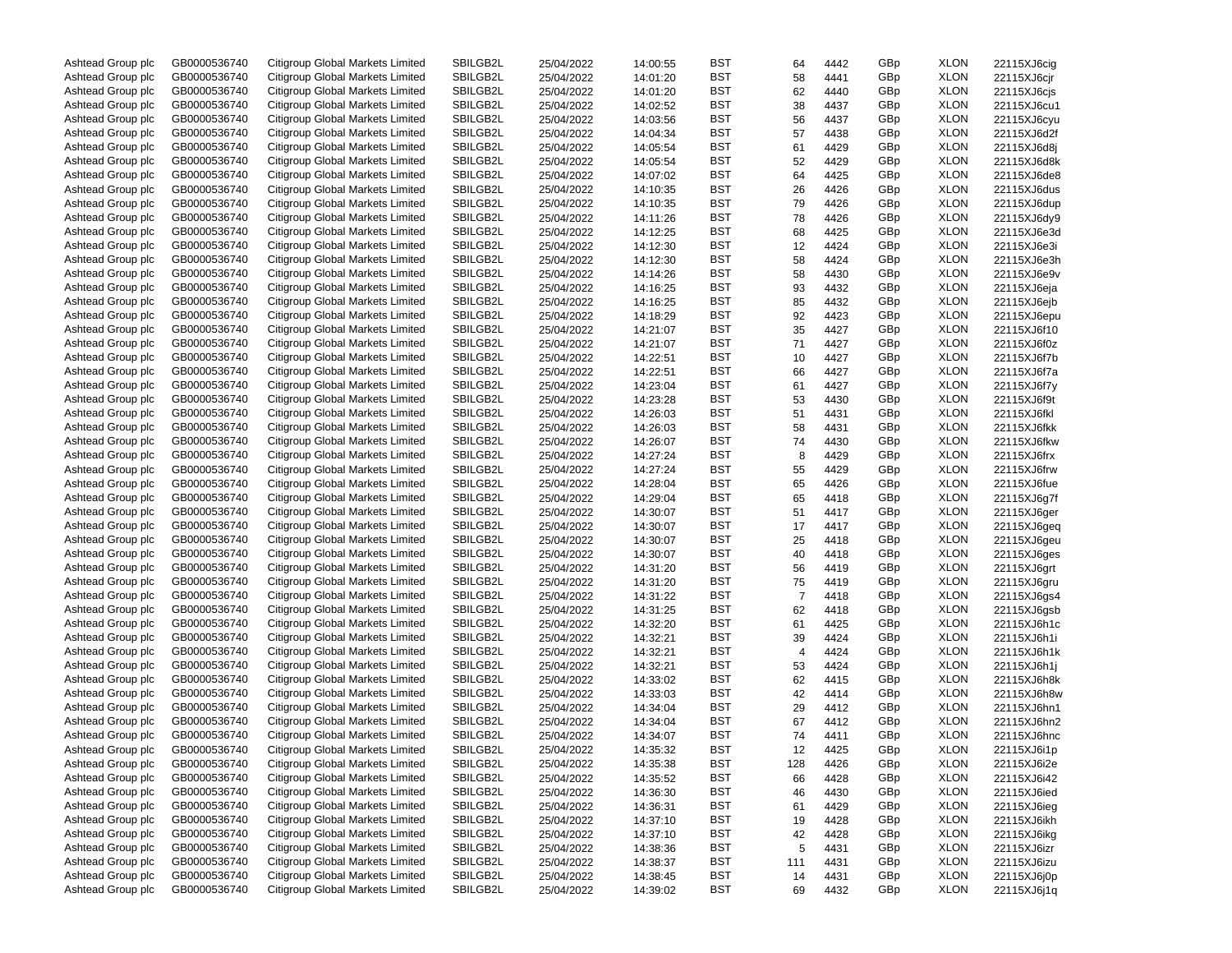| | | | | | | | | | | | |
|---|---|---|---|---|---|---|---|---|---|---|---|
| Ashtead Group plc | GB0000536740 | Citigroup Global Markets Limited | SBILGB2L | 25/04/2022 | 14:00:55 | BST | 64 | 4442 | GBp | XLON | 22115XJ6cig |
| Ashtead Group plc | GB0000536740 | Citigroup Global Markets Limited | SBILGB2L | 25/04/2022 | 14:01:20 | BST | 58 | 4441 | GBp | XLON | 22115XJ6cjr |
| Ashtead Group plc | GB0000536740 | Citigroup Global Markets Limited | SBILGB2L | 25/04/2022 | 14:01:20 | BST | 62 | 4440 | GBp | XLON | 22115XJ6cjs |
| Ashtead Group plc | GB0000536740 | Citigroup Global Markets Limited | SBILGB2L | 25/04/2022 | 14:02:52 | BST | 38 | 4437 | GBp | XLON | 22115XJ6cu1 |
| Ashtead Group plc | GB0000536740 | Citigroup Global Markets Limited | SBILGB2L | 25/04/2022 | 14:03:56 | BST | 56 | 4437 | GBp | XLON | 22115XJ6cyu |
| Ashtead Group plc | GB0000536740 | Citigroup Global Markets Limited | SBILGB2L | 25/04/2022 | 14:04:34 | BST | 57 | 4438 | GBp | XLON | 22115XJ6d2f |
| Ashtead Group plc | GB0000536740 | Citigroup Global Markets Limited | SBILGB2L | 25/04/2022 | 14:05:54 | BST | 61 | 4429 | GBp | XLON | 22115XJ6d8j |
| Ashtead Group plc | GB0000536740 | Citigroup Global Markets Limited | SBILGB2L | 25/04/2022 | 14:05:54 | BST | 52 | 4429 | GBp | XLON | 22115XJ6d8k |
| Ashtead Group plc | GB0000536740 | Citigroup Global Markets Limited | SBILGB2L | 25/04/2022 | 14:07:02 | BST | 64 | 4425 | GBp | XLON | 22115XJ6de8 |
| Ashtead Group plc | GB0000536740 | Citigroup Global Markets Limited | SBILGB2L | 25/04/2022 | 14:10:35 | BST | 26 | 4426 | GBp | XLON | 22115XJ6dus |
| Ashtead Group plc | GB0000536740 | Citigroup Global Markets Limited | SBILGB2L | 25/04/2022 | 14:10:35 | BST | 79 | 4426 | GBp | XLON | 22115XJ6dup |
| Ashtead Group plc | GB0000536740 | Citigroup Global Markets Limited | SBILGB2L | 25/04/2022 | 14:11:26 | BST | 78 | 4426 | GBp | XLON | 22115XJ6dy9 |
| Ashtead Group plc | GB0000536740 | Citigroup Global Markets Limited | SBILGB2L | 25/04/2022 | 14:12:25 | BST | 68 | 4425 | GBp | XLON | 22115XJ6e3d |
| Ashtead Group plc | GB0000536740 | Citigroup Global Markets Limited | SBILGB2L | 25/04/2022 | 14:12:30 | BST | 12 | 4424 | GBp | XLON | 22115XJ6e3i |
| Ashtead Group plc | GB0000536740 | Citigroup Global Markets Limited | SBILGB2L | 25/04/2022 | 14:12:30 | BST | 58 | 4424 | GBp | XLON | 22115XJ6e3h |
| Ashtead Group plc | GB0000536740 | Citigroup Global Markets Limited | SBILGB2L | 25/04/2022 | 14:14:26 | BST | 58 | 4430 | GBp | XLON | 22115XJ6e9v |
| Ashtead Group plc | GB0000536740 | Citigroup Global Markets Limited | SBILGB2L | 25/04/2022 | 14:16:25 | BST | 93 | 4432 | GBp | XLON | 22115XJ6eja |
| Ashtead Group plc | GB0000536740 | Citigroup Global Markets Limited | SBILGB2L | 25/04/2022 | 14:16:25 | BST | 85 | 4432 | GBp | XLON | 22115XJ6ejb |
| Ashtead Group plc | GB0000536740 | Citigroup Global Markets Limited | SBILGB2L | 25/04/2022 | 14:18:29 | BST | 92 | 4423 | GBp | XLON | 22115XJ6epu |
| Ashtead Group plc | GB0000536740 | Citigroup Global Markets Limited | SBILGB2L | 25/04/2022 | 14:21:07 | BST | 35 | 4427 | GBp | XLON | 22115XJ6f10 |
| Ashtead Group plc | GB0000536740 | Citigroup Global Markets Limited | SBILGB2L | 25/04/2022 | 14:21:07 | BST | 71 | 4427 | GBp | XLON | 22115XJ6f0z |
| Ashtead Group plc | GB0000536740 | Citigroup Global Markets Limited | SBILGB2L | 25/04/2022 | 14:22:51 | BST | 10 | 4427 | GBp | XLON | 22115XJ6f7b |
| Ashtead Group plc | GB0000536740 | Citigroup Global Markets Limited | SBILGB2L | 25/04/2022 | 14:22:51 | BST | 66 | 4427 | GBp | XLON | 22115XJ6f7a |
| Ashtead Group plc | GB0000536740 | Citigroup Global Markets Limited | SBILGB2L | 25/04/2022 | 14:23:04 | BST | 61 | 4427 | GBp | XLON | 22115XJ6f7y |
| Ashtead Group plc | GB0000536740 | Citigroup Global Markets Limited | SBILGB2L | 25/04/2022 | 14:23:28 | BST | 53 | 4430 | GBp | XLON | 22115XJ6f9t |
| Ashtead Group plc | GB0000536740 | Citigroup Global Markets Limited | SBILGB2L | 25/04/2022 | 14:26:03 | BST | 51 | 4431 | GBp | XLON | 22115XJ6fkl |
| Ashtead Group plc | GB0000536740 | Citigroup Global Markets Limited | SBILGB2L | 25/04/2022 | 14:26:03 | BST | 58 | 4431 | GBp | XLON | 22115XJ6fkk |
| Ashtead Group plc | GB0000536740 | Citigroup Global Markets Limited | SBILGB2L | 25/04/2022 | 14:26:07 | BST | 74 | 4430 | GBp | XLON | 22115XJ6fkw |
| Ashtead Group plc | GB0000536740 | Citigroup Global Markets Limited | SBILGB2L | 25/04/2022 | 14:27:24 | BST | 8 | 4429 | GBp | XLON | 22115XJ6frx |
| Ashtead Group plc | GB0000536740 | Citigroup Global Markets Limited | SBILGB2L | 25/04/2022 | 14:27:24 | BST | 55 | 4429 | GBp | XLON | 22115XJ6frw |
| Ashtead Group plc | GB0000536740 | Citigroup Global Markets Limited | SBILGB2L | 25/04/2022 | 14:28:04 | BST | 65 | 4426 | GBp | XLON | 22115XJ6fue |
| Ashtead Group plc | GB0000536740 | Citigroup Global Markets Limited | SBILGB2L | 25/04/2022 | 14:29:04 | BST | 65 | 4418 | GBp | XLON | 22115XJ6g7f |
| Ashtead Group plc | GB0000536740 | Citigroup Global Markets Limited | SBILGB2L | 25/04/2022 | 14:30:07 | BST | 51 | 4417 | GBp | XLON | 22115XJ6ger |
| Ashtead Group plc | GB0000536740 | Citigroup Global Markets Limited | SBILGB2L | 25/04/2022 | 14:30:07 | BST | 17 | 4417 | GBp | XLON | 22115XJ6geq |
| Ashtead Group plc | GB0000536740 | Citigroup Global Markets Limited | SBILGB2L | 25/04/2022 | 14:30:07 | BST | 25 | 4418 | GBp | XLON | 22115XJ6geu |
| Ashtead Group plc | GB0000536740 | Citigroup Global Markets Limited | SBILGB2L | 25/04/2022 | 14:30:07 | BST | 40 | 4418 | GBp | XLON | 22115XJ6ges |
| Ashtead Group plc | GB0000536740 | Citigroup Global Markets Limited | SBILGB2L | 25/04/2022 | 14:31:20 | BST | 56 | 4419 | GBp | XLON | 22115XJ6grt |
| Ashtead Group plc | GB0000536740 | Citigroup Global Markets Limited | SBILGB2L | 25/04/2022 | 14:31:20 | BST | 75 | 4419 | GBp | XLON | 22115XJ6gru |
| Ashtead Group plc | GB0000536740 | Citigroup Global Markets Limited | SBILGB2L | 25/04/2022 | 14:31:22 | BST | 7 | 4418 | GBp | XLON | 22115XJ6gs4 |
| Ashtead Group plc | GB0000536740 | Citigroup Global Markets Limited | SBILGB2L | 25/04/2022 | 14:31:25 | BST | 62 | 4418 | GBp | XLON | 22115XJ6gsb |
| Ashtead Group plc | GB0000536740 | Citigroup Global Markets Limited | SBILGB2L | 25/04/2022 | 14:32:20 | BST | 61 | 4425 | GBp | XLON | 22115XJ6h1c |
| Ashtead Group plc | GB0000536740 | Citigroup Global Markets Limited | SBILGB2L | 25/04/2022 | 14:32:21 | BST | 39 | 4424 | GBp | XLON | 22115XJ6h1i |
| Ashtead Group plc | GB0000536740 | Citigroup Global Markets Limited | SBILGB2L | 25/04/2022 | 14:32:21 | BST | 4 | 4424 | GBp | XLON | 22115XJ6h1k |
| Ashtead Group plc | GB0000536740 | Citigroup Global Markets Limited | SBILGB2L | 25/04/2022 | 14:32:21 | BST | 53 | 4424 | GBp | XLON | 22115XJ6h1j |
| Ashtead Group plc | GB0000536740 | Citigroup Global Markets Limited | SBILGB2L | 25/04/2022 | 14:33:02 | BST | 62 | 4415 | GBp | XLON | 22115XJ6h8k |
| Ashtead Group plc | GB0000536740 | Citigroup Global Markets Limited | SBILGB2L | 25/04/2022 | 14:33:03 | BST | 42 | 4414 | GBp | XLON | 22115XJ6h8w |
| Ashtead Group plc | GB0000536740 | Citigroup Global Markets Limited | SBILGB2L | 25/04/2022 | 14:34:04 | BST | 29 | 4412 | GBp | XLON | 22115XJ6hn1 |
| Ashtead Group plc | GB0000536740 | Citigroup Global Markets Limited | SBILGB2L | 25/04/2022 | 14:34:04 | BST | 67 | 4412 | GBp | XLON | 22115XJ6hn2 |
| Ashtead Group plc | GB0000536740 | Citigroup Global Markets Limited | SBILGB2L | 25/04/2022 | 14:34:07 | BST | 74 | 4411 | GBp | XLON | 22115XJ6hnc |
| Ashtead Group plc | GB0000536740 | Citigroup Global Markets Limited | SBILGB2L | 25/04/2022 | 14:35:32 | BST | 12 | 4425 | GBp | XLON | 22115XJ6i1p |
| Ashtead Group plc | GB0000536740 | Citigroup Global Markets Limited | SBILGB2L | 25/04/2022 | 14:35:38 | BST | 128 | 4426 | GBp | XLON | 22115XJ6i2e |
| Ashtead Group plc | GB0000536740 | Citigroup Global Markets Limited | SBILGB2L | 25/04/2022 | 14:35:52 | BST | 66 | 4428 | GBp | XLON | 22115XJ6i42 |
| Ashtead Group plc | GB0000536740 | Citigroup Global Markets Limited | SBILGB2L | 25/04/2022 | 14:36:30 | BST | 46 | 4430 | GBp | XLON | 22115XJ6ied |
| Ashtead Group plc | GB0000536740 | Citigroup Global Markets Limited | SBILGB2L | 25/04/2022 | 14:36:31 | BST | 61 | 4429 | GBp | XLON | 22115XJ6ieg |
| Ashtead Group plc | GB0000536740 | Citigroup Global Markets Limited | SBILGB2L | 25/04/2022 | 14:37:10 | BST | 19 | 4428 | GBp | XLON | 22115XJ6ikh |
| Ashtead Group plc | GB0000536740 | Citigroup Global Markets Limited | SBILGB2L | 25/04/2022 | 14:37:10 | BST | 42 | 4428 | GBp | XLON | 22115XJ6ikg |
| Ashtead Group plc | GB0000536740 | Citigroup Global Markets Limited | SBILGB2L | 25/04/2022 | 14:38:36 | BST | 5 | 4431 | GBp | XLON | 22115XJ6izr |
| Ashtead Group plc | GB0000536740 | Citigroup Global Markets Limited | SBILGB2L | 25/04/2022 | 14:38:37 | BST | 111 | 4431 | GBp | XLON | 22115XJ6izu |
| Ashtead Group plc | GB0000536740 | Citigroup Global Markets Limited | SBILGB2L | 25/04/2022 | 14:38:45 | BST | 14 | 4431 | GBp | XLON | 22115XJ6j0p |
| Ashtead Group plc | GB0000536740 | Citigroup Global Markets Limited | SBILGB2L | 25/04/2022 | 14:39:02 | BST | 69 | 4432 | GBp | XLON | 22115XJ6j1q |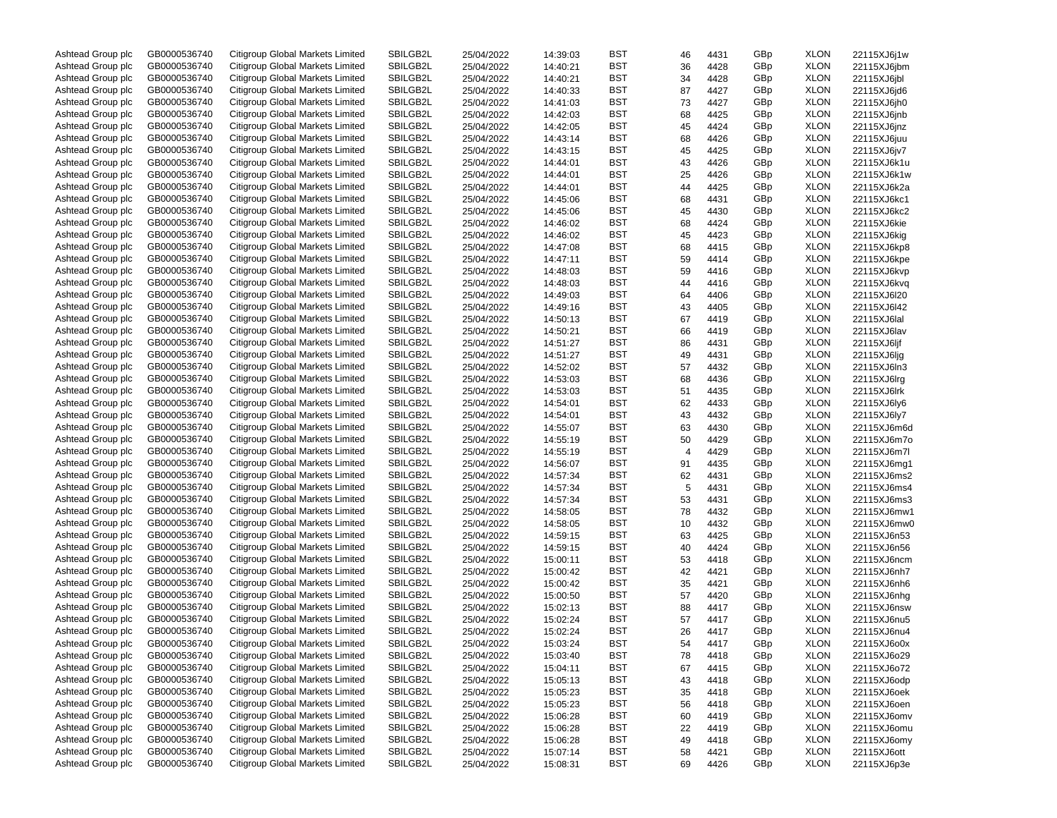| | | | | | | | | | | | |
|---|---|---|---|---|---|---|---|---|---|---|---|
| Ashtead Group plc | GB0000536740 | Citigroup Global Markets Limited | SBILGB2L | 25/04/2022 | 14:39:03 | BST | 46 | 4431 | GBp | XLON | 22115XJ6j1w |
| Ashtead Group plc | GB0000536740 | Citigroup Global Markets Limited | SBILGB2L | 25/04/2022 | 14:40:21 | BST | 36 | 4428 | GBp | XLON | 22115XJ6jbm |
| Ashtead Group plc | GB0000536740 | Citigroup Global Markets Limited | SBILGB2L | 25/04/2022 | 14:40:21 | BST | 34 | 4428 | GBp | XLON | 22115XJ6jbl |
| Ashtead Group plc | GB0000536740 | Citigroup Global Markets Limited | SBILGB2L | 25/04/2022 | 14:40:33 | BST | 87 | 4427 | GBp | XLON | 22115XJ6jd6 |
| Ashtead Group plc | GB0000536740 | Citigroup Global Markets Limited | SBILGB2L | 25/04/2022 | 14:41:03 | BST | 73 | 4427 | GBp | XLON | 22115XJ6jh0 |
| Ashtead Group plc | GB0000536740 | Citigroup Global Markets Limited | SBILGB2L | 25/04/2022 | 14:42:03 | BST | 68 | 4425 | GBp | XLON | 22115XJ6jnb |
| Ashtead Group plc | GB0000536740 | Citigroup Global Markets Limited | SBILGB2L | 25/04/2022 | 14:42:05 | BST | 45 | 4424 | GBp | XLON | 22115XJ6jnz |
| Ashtead Group plc | GB0000536740 | Citigroup Global Markets Limited | SBILGB2L | 25/04/2022 | 14:43:14 | BST | 68 | 4426 | GBp | XLON | 22115XJ6juu |
| Ashtead Group plc | GB0000536740 | Citigroup Global Markets Limited | SBILGB2L | 25/04/2022 | 14:43:15 | BST | 45 | 4425 | GBp | XLON | 22115XJ6jv7 |
| Ashtead Group plc | GB0000536740 | Citigroup Global Markets Limited | SBILGB2L | 25/04/2022 | 14:44:01 | BST | 43 | 4426 | GBp | XLON | 22115XJ6k1u |
| Ashtead Group plc | GB0000536740 | Citigroup Global Markets Limited | SBILGB2L | 25/04/2022 | 14:44:01 | BST | 25 | 4426 | GBp | XLON | 22115XJ6k1w |
| Ashtead Group plc | GB0000536740 | Citigroup Global Markets Limited | SBILGB2L | 25/04/2022 | 14:44:01 | BST | 44 | 4425 | GBp | XLON | 22115XJ6k2a |
| Ashtead Group plc | GB0000536740 | Citigroup Global Markets Limited | SBILGB2L | 25/04/2022 | 14:45:06 | BST | 68 | 4431 | GBp | XLON | 22115XJ6kc1 |
| Ashtead Group plc | GB0000536740 | Citigroup Global Markets Limited | SBILGB2L | 25/04/2022 | 14:45:06 | BST | 45 | 4430 | GBp | XLON | 22115XJ6kc2 |
| Ashtead Group plc | GB0000536740 | Citigroup Global Markets Limited | SBILGB2L | 25/04/2022 | 14:46:02 | BST | 68 | 4424 | GBp | XLON | 22115XJ6kie |
| Ashtead Group plc | GB0000536740 | Citigroup Global Markets Limited | SBILGB2L | 25/04/2022 | 14:46:02 | BST | 45 | 4423 | GBp | XLON | 22115XJ6kig |
| Ashtead Group plc | GB0000536740 | Citigroup Global Markets Limited | SBILGB2L | 25/04/2022 | 14:47:08 | BST | 68 | 4415 | GBp | XLON | 22115XJ6kp8 |
| Ashtead Group plc | GB0000536740 | Citigroup Global Markets Limited | SBILGB2L | 25/04/2022 | 14:47:11 | BST | 59 | 4414 | GBp | XLON | 22115XJ6kpe |
| Ashtead Group plc | GB0000536740 | Citigroup Global Markets Limited | SBILGB2L | 25/04/2022 | 14:48:03 | BST | 59 | 4416 | GBp | XLON | 22115XJ6kvp |
| Ashtead Group plc | GB0000536740 | Citigroup Global Markets Limited | SBILGB2L | 25/04/2022 | 14:48:03 | BST | 44 | 4416 | GBp | XLON | 22115XJ6kvq |
| Ashtead Group plc | GB0000536740 | Citigroup Global Markets Limited | SBILGB2L | 25/04/2022 | 14:49:03 | BST | 64 | 4406 | GBp | XLON | 22115XJ6l20 |
| Ashtead Group plc | GB0000536740 | Citigroup Global Markets Limited | SBILGB2L | 25/04/2022 | 14:49:16 | BST | 43 | 4405 | GBp | XLON | 22115XJ6l42 |
| Ashtead Group plc | GB0000536740 | Citigroup Global Markets Limited | SBILGB2L | 25/04/2022 | 14:50:13 | BST | 67 | 4419 | GBp | XLON | 22115XJ6lal |
| Ashtead Group plc | GB0000536740 | Citigroup Global Markets Limited | SBILGB2L | 25/04/2022 | 14:50:21 | BST | 66 | 4419 | GBp | XLON | 22115XJ6lav |
| Ashtead Group plc | GB0000536740 | Citigroup Global Markets Limited | SBILGB2L | 25/04/2022 | 14:51:27 | BST | 86 | 4431 | GBp | XLON | 22115XJ6ljf |
| Ashtead Group plc | GB0000536740 | Citigroup Global Markets Limited | SBILGB2L | 25/04/2022 | 14:51:27 | BST | 49 | 4431 | GBp | XLON | 22115XJ6ljg |
| Ashtead Group plc | GB0000536740 | Citigroup Global Markets Limited | SBILGB2L | 25/04/2022 | 14:52:02 | BST | 57 | 4432 | GBp | XLON | 22115XJ6ln3 |
| Ashtead Group plc | GB0000536740 | Citigroup Global Markets Limited | SBILGB2L | 25/04/2022 | 14:53:03 | BST | 68 | 4436 | GBp | XLON | 22115XJ6lrg |
| Ashtead Group plc | GB0000536740 | Citigroup Global Markets Limited | SBILGB2L | 25/04/2022 | 14:53:03 | BST | 51 | 4435 | GBp | XLON | 22115XJ6lrk |
| Ashtead Group plc | GB0000536740 | Citigroup Global Markets Limited | SBILGB2L | 25/04/2022 | 14:54:01 | BST | 62 | 4433 | GBp | XLON | 22115XJ6ly6 |
| Ashtead Group plc | GB0000536740 | Citigroup Global Markets Limited | SBILGB2L | 25/04/2022 | 14:54:01 | BST | 43 | 4432 | GBp | XLON | 22115XJ6ly7 |
| Ashtead Group plc | GB0000536740 | Citigroup Global Markets Limited | SBILGB2L | 25/04/2022 | 14:55:07 | BST | 63 | 4430 | GBp | XLON | 22115XJ6m6d |
| Ashtead Group plc | GB0000536740 | Citigroup Global Markets Limited | SBILGB2L | 25/04/2022 | 14:55:19 | BST | 50 | 4429 | GBp | XLON | 22115XJ6m7o |
| Ashtead Group plc | GB0000536740 | Citigroup Global Markets Limited | SBILGB2L | 25/04/2022 | 14:55:19 | BST | 4 | 4429 | GBp | XLON | 22115XJ6m7l |
| Ashtead Group plc | GB0000536740 | Citigroup Global Markets Limited | SBILGB2L | 25/04/2022 | 14:56:07 | BST | 91 | 4435 | GBp | XLON | 22115XJ6mg1 |
| Ashtead Group plc | GB0000536740 | Citigroup Global Markets Limited | SBILGB2L | 25/04/2022 | 14:57:34 | BST | 62 | 4431 | GBp | XLON | 22115XJ6ms2 |
| Ashtead Group plc | GB0000536740 | Citigroup Global Markets Limited | SBILGB2L | 25/04/2022 | 14:57:34 | BST | 5 | 4431 | GBp | XLON | 22115XJ6ms4 |
| Ashtead Group plc | GB0000536740 | Citigroup Global Markets Limited | SBILGB2L | 25/04/2022 | 14:57:34 | BST | 53 | 4431 | GBp | XLON | 22115XJ6ms3 |
| Ashtead Group plc | GB0000536740 | Citigroup Global Markets Limited | SBILGB2L | 25/04/2022 | 14:58:05 | BST | 78 | 4432 | GBp | XLON | 22115XJ6mw1 |
| Ashtead Group plc | GB0000536740 | Citigroup Global Markets Limited | SBILGB2L | 25/04/2022 | 14:58:05 | BST | 10 | 4432 | GBp | XLON | 22115XJ6mw0 |
| Ashtead Group plc | GB0000536740 | Citigroup Global Markets Limited | SBILGB2L | 25/04/2022 | 14:59:15 | BST | 63 | 4425 | GBp | XLON | 22115XJ6n53 |
| Ashtead Group plc | GB0000536740 | Citigroup Global Markets Limited | SBILGB2L | 25/04/2022 | 14:59:15 | BST | 40 | 4424 | GBp | XLON | 22115XJ6n56 |
| Ashtead Group plc | GB0000536740 | Citigroup Global Markets Limited | SBILGB2L | 25/04/2022 | 15:00:11 | BST | 53 | 4418 | GBp | XLON | 22115XJ6ncm |
| Ashtead Group plc | GB0000536740 | Citigroup Global Markets Limited | SBILGB2L | 25/04/2022 | 15:00:42 | BST | 42 | 4421 | GBp | XLON | 22115XJ6nh7 |
| Ashtead Group plc | GB0000536740 | Citigroup Global Markets Limited | SBILGB2L | 25/04/2022 | 15:00:42 | BST | 35 | 4421 | GBp | XLON | 22115XJ6nh6 |
| Ashtead Group plc | GB0000536740 | Citigroup Global Markets Limited | SBILGB2L | 25/04/2022 | 15:00:50 | BST | 57 | 4420 | GBp | XLON | 22115XJ6nhg |
| Ashtead Group plc | GB0000536740 | Citigroup Global Markets Limited | SBILGB2L | 25/04/2022 | 15:02:13 | BST | 88 | 4417 | GBp | XLON | 22115XJ6nsw |
| Ashtead Group plc | GB0000536740 | Citigroup Global Markets Limited | SBILGB2L | 25/04/2022 | 15:02:24 | BST | 57 | 4417 | GBp | XLON | 22115XJ6nu5 |
| Ashtead Group plc | GB0000536740 | Citigroup Global Markets Limited | SBILGB2L | 25/04/2022 | 15:02:24 | BST | 26 | 4417 | GBp | XLON | 22115XJ6nu4 |
| Ashtead Group plc | GB0000536740 | Citigroup Global Markets Limited | SBILGB2L | 25/04/2022 | 15:03:24 | BST | 54 | 4417 | GBp | XLON | 22115XJ6o0x |
| Ashtead Group plc | GB0000536740 | Citigroup Global Markets Limited | SBILGB2L | 25/04/2022 | 15:03:40 | BST | 78 | 4418 | GBp | XLON | 22115XJ6o29 |
| Ashtead Group plc | GB0000536740 | Citigroup Global Markets Limited | SBILGB2L | 25/04/2022 | 15:04:11 | BST | 67 | 4415 | GBp | XLON | 22115XJ6o72 |
| Ashtead Group plc | GB0000536740 | Citigroup Global Markets Limited | SBILGB2L | 25/04/2022 | 15:05:13 | BST | 43 | 4418 | GBp | XLON | 22115XJ6odp |
| Ashtead Group plc | GB0000536740 | Citigroup Global Markets Limited | SBILGB2L | 25/04/2022 | 15:05:23 | BST | 35 | 4418 | GBp | XLON | 22115XJ6oek |
| Ashtead Group plc | GB0000536740 | Citigroup Global Markets Limited | SBILGB2L | 25/04/2022 | 15:05:23 | BST | 56 | 4418 | GBp | XLON | 22115XJ6oen |
| Ashtead Group plc | GB0000536740 | Citigroup Global Markets Limited | SBILGB2L | 25/04/2022 | 15:06:28 | BST | 60 | 4419 | GBp | XLON | 22115XJ6omv |
| Ashtead Group plc | GB0000536740 | Citigroup Global Markets Limited | SBILGB2L | 25/04/2022 | 15:06:28 | BST | 22 | 4419 | GBp | XLON | 22115XJ6omu |
| Ashtead Group plc | GB0000536740 | Citigroup Global Markets Limited | SBILGB2L | 25/04/2022 | 15:06:28 | BST | 49 | 4418 | GBp | XLON | 22115XJ6omy |
| Ashtead Group plc | GB0000536740 | Citigroup Global Markets Limited | SBILGB2L | 25/04/2022 | 15:07:14 | BST | 58 | 4421 | GBp | XLON | 22115XJ6ott |
| Ashtead Group plc | GB0000536740 | Citigroup Global Markets Limited | SBILGB2L | 25/04/2022 | 15:08:31 | BST | 69 | 4426 | GBp | XLON | 22115XJ6p3e |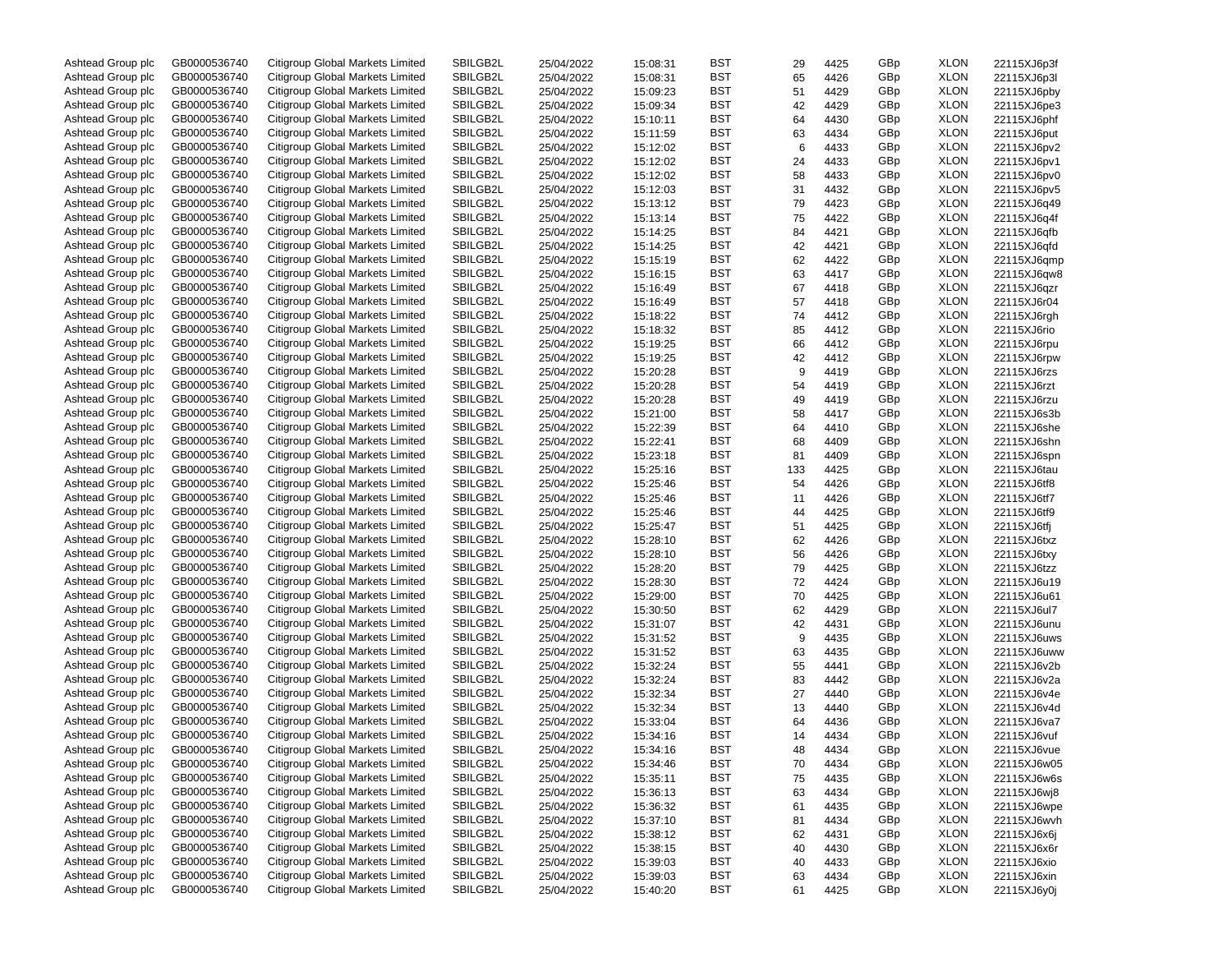| | | | | | | | | | | | |
|---|---|---|---|---|---|---|---|---|---|---|---|
| Ashtead Group plc | GB0000536740 | Citigroup Global Markets Limited | SBILGB2L | 25/04/2022 | 15:08:31 | BST | 29 | 4425 | GBp | XLON | 22115XJ6p3f |
| Ashtead Group plc | GB0000536740 | Citigroup Global Markets Limited | SBILGB2L | 25/04/2022 | 15:08:31 | BST | 65 | 4426 | GBp | XLON | 22115XJ6p3l |
| Ashtead Group plc | GB0000536740 | Citigroup Global Markets Limited | SBILGB2L | 25/04/2022 | 15:09:23 | BST | 51 | 4429 | GBp | XLON | 22115XJ6pby |
| Ashtead Group plc | GB0000536740 | Citigroup Global Markets Limited | SBILGB2L | 25/04/2022 | 15:09:34 | BST | 42 | 4429 | GBp | XLON | 22115XJ6pe3 |
| Ashtead Group plc | GB0000536740 | Citigroup Global Markets Limited | SBILGB2L | 25/04/2022 | 15:10:11 | BST | 64 | 4430 | GBp | XLON | 22115XJ6phf |
| Ashtead Group plc | GB0000536740 | Citigroup Global Markets Limited | SBILGB2L | 25/04/2022 | 15:11:59 | BST | 63 | 4434 | GBp | XLON | 22115XJ6put |
| Ashtead Group plc | GB0000536740 | Citigroup Global Markets Limited | SBILGB2L | 25/04/2022 | 15:12:02 | BST | 6 | 4433 | GBp | XLON | 22115XJ6pv2 |
| Ashtead Group plc | GB0000536740 | Citigroup Global Markets Limited | SBILGB2L | 25/04/2022 | 15:12:02 | BST | 24 | 4433 | GBp | XLON | 22115XJ6pv1 |
| Ashtead Group plc | GB0000536740 | Citigroup Global Markets Limited | SBILGB2L | 25/04/2022 | 15:12:02 | BST | 58 | 4433 | GBp | XLON | 22115XJ6pv0 |
| Ashtead Group plc | GB0000536740 | Citigroup Global Markets Limited | SBILGB2L | 25/04/2022 | 15:12:03 | BST | 31 | 4432 | GBp | XLON | 22115XJ6pv5 |
| Ashtead Group plc | GB0000536740 | Citigroup Global Markets Limited | SBILGB2L | 25/04/2022 | 15:13:12 | BST | 79 | 4423 | GBp | XLON | 22115XJ6q49 |
| Ashtead Group plc | GB0000536740 | Citigroup Global Markets Limited | SBILGB2L | 25/04/2022 | 15:13:14 | BST | 75 | 4422 | GBp | XLON | 22115XJ6q4f |
| Ashtead Group plc | GB0000536740 | Citigroup Global Markets Limited | SBILGB2L | 25/04/2022 | 15:14:25 | BST | 84 | 4421 | GBp | XLON | 22115XJ6qfb |
| Ashtead Group plc | GB0000536740 | Citigroup Global Markets Limited | SBILGB2L | 25/04/2022 | 15:14:25 | BST | 42 | 4421 | GBp | XLON | 22115XJ6qfd |
| Ashtead Group plc | GB0000536740 | Citigroup Global Markets Limited | SBILGB2L | 25/04/2022 | 15:15:19 | BST | 62 | 4422 | GBp | XLON | 22115XJ6qmp |
| Ashtead Group plc | GB0000536740 | Citigroup Global Markets Limited | SBILGB2L | 25/04/2022 | 15:16:15 | BST | 63 | 4417 | GBp | XLON | 22115XJ6qw8 |
| Ashtead Group plc | GB0000536740 | Citigroup Global Markets Limited | SBILGB2L | 25/04/2022 | 15:16:49 | BST | 67 | 4418 | GBp | XLON | 22115XJ6qzr |
| Ashtead Group plc | GB0000536740 | Citigroup Global Markets Limited | SBILGB2L | 25/04/2022 | 15:16:49 | BST | 57 | 4418 | GBp | XLON | 22115XJ6r04 |
| Ashtead Group plc | GB0000536740 | Citigroup Global Markets Limited | SBILGB2L | 25/04/2022 | 15:18:22 | BST | 74 | 4412 | GBp | XLON | 22115XJ6rgh |
| Ashtead Group plc | GB0000536740 | Citigroup Global Markets Limited | SBILGB2L | 25/04/2022 | 15:18:32 | BST | 85 | 4412 | GBp | XLON | 22115XJ6rio |
| Ashtead Group plc | GB0000536740 | Citigroup Global Markets Limited | SBILGB2L | 25/04/2022 | 15:19:25 | BST | 66 | 4412 | GBp | XLON | 22115XJ6rpu |
| Ashtead Group plc | GB0000536740 | Citigroup Global Markets Limited | SBILGB2L | 25/04/2022 | 15:19:25 | BST | 42 | 4412 | GBp | XLON | 22115XJ6rpw |
| Ashtead Group plc | GB0000536740 | Citigroup Global Markets Limited | SBILGB2L | 25/04/2022 | 15:20:28 | BST | 9 | 4419 | GBp | XLON | 22115XJ6rzs |
| Ashtead Group plc | GB0000536740 | Citigroup Global Markets Limited | SBILGB2L | 25/04/2022 | 15:20:28 | BST | 54 | 4419 | GBp | XLON | 22115XJ6rzt |
| Ashtead Group plc | GB0000536740 | Citigroup Global Markets Limited | SBILGB2L | 25/04/2022 | 15:20:28 | BST | 49 | 4419 | GBp | XLON | 22115XJ6rzu |
| Ashtead Group plc | GB0000536740 | Citigroup Global Markets Limited | SBILGB2L | 25/04/2022 | 15:21:00 | BST | 58 | 4417 | GBp | XLON | 22115XJ6s3b |
| Ashtead Group plc | GB0000536740 | Citigroup Global Markets Limited | SBILGB2L | 25/04/2022 | 15:22:39 | BST | 64 | 4410 | GBp | XLON | 22115XJ6she |
| Ashtead Group plc | GB0000536740 | Citigroup Global Markets Limited | SBILGB2L | 25/04/2022 | 15:22:41 | BST | 68 | 4409 | GBp | XLON | 22115XJ6shn |
| Ashtead Group plc | GB0000536740 | Citigroup Global Markets Limited | SBILGB2L | 25/04/2022 | 15:23:18 | BST | 81 | 4409 | GBp | XLON | 22115XJ6spn |
| Ashtead Group plc | GB0000536740 | Citigroup Global Markets Limited | SBILGB2L | 25/04/2022 | 15:25:16 | BST | 133 | 4425 | GBp | XLON | 22115XJ6tau |
| Ashtead Group plc | GB0000536740 | Citigroup Global Markets Limited | SBILGB2L | 25/04/2022 | 15:25:46 | BST | 54 | 4426 | GBp | XLON | 22115XJ6tf8 |
| Ashtead Group plc | GB0000536740 | Citigroup Global Markets Limited | SBILGB2L | 25/04/2022 | 15:25:46 | BST | 11 | 4426 | GBp | XLON | 22115XJ6tf7 |
| Ashtead Group plc | GB0000536740 | Citigroup Global Markets Limited | SBILGB2L | 25/04/2022 | 15:25:46 | BST | 44 | 4425 | GBp | XLON | 22115XJ6tf9 |
| Ashtead Group plc | GB0000536740 | Citigroup Global Markets Limited | SBILGB2L | 25/04/2022 | 15:25:47 | BST | 51 | 4425 | GBp | XLON | 22115XJ6tfj |
| Ashtead Group plc | GB0000536740 | Citigroup Global Markets Limited | SBILGB2L | 25/04/2022 | 15:28:10 | BST | 62 | 4426 | GBp | XLON | 22115XJ6txz |
| Ashtead Group plc | GB0000536740 | Citigroup Global Markets Limited | SBILGB2L | 25/04/2022 | 15:28:10 | BST | 56 | 4426 | GBp | XLON | 22115XJ6txy |
| Ashtead Group plc | GB0000536740 | Citigroup Global Markets Limited | SBILGB2L | 25/04/2022 | 15:28:20 | BST | 79 | 4425 | GBp | XLON | 22115XJ6tzz |
| Ashtead Group plc | GB0000536740 | Citigroup Global Markets Limited | SBILGB2L | 25/04/2022 | 15:28:30 | BST | 72 | 4424 | GBp | XLON | 22115XJ6u19 |
| Ashtead Group plc | GB0000536740 | Citigroup Global Markets Limited | SBILGB2L | 25/04/2022 | 15:29:00 | BST | 70 | 4425 | GBp | XLON | 22115XJ6u61 |
| Ashtead Group plc | GB0000536740 | Citigroup Global Markets Limited | SBILGB2L | 25/04/2022 | 15:30:50 | BST | 62 | 4429 | GBp | XLON | 22115XJ6ul7 |
| Ashtead Group plc | GB0000536740 | Citigroup Global Markets Limited | SBILGB2L | 25/04/2022 | 15:31:07 | BST | 42 | 4431 | GBp | XLON | 22115XJ6unu |
| Ashtead Group plc | GB0000536740 | Citigroup Global Markets Limited | SBILGB2L | 25/04/2022 | 15:31:52 | BST | 9 | 4435 | GBp | XLON | 22115XJ6uws |
| Ashtead Group plc | GB0000536740 | Citigroup Global Markets Limited | SBILGB2L | 25/04/2022 | 15:31:52 | BST | 63 | 4435 | GBp | XLON | 22115XJ6uww |
| Ashtead Group plc | GB0000536740 | Citigroup Global Markets Limited | SBILGB2L | 25/04/2022 | 15:32:24 | BST | 55 | 4441 | GBp | XLON | 22115XJ6v2b |
| Ashtead Group plc | GB0000536740 | Citigroup Global Markets Limited | SBILGB2L | 25/04/2022 | 15:32:24 | BST | 83 | 4442 | GBp | XLON | 22115XJ6v2a |
| Ashtead Group plc | GB0000536740 | Citigroup Global Markets Limited | SBILGB2L | 25/04/2022 | 15:32:34 | BST | 27 | 4440 | GBp | XLON | 22115XJ6v4e |
| Ashtead Group plc | GB0000536740 | Citigroup Global Markets Limited | SBILGB2L | 25/04/2022 | 15:32:34 | BST | 13 | 4440 | GBp | XLON | 22115XJ6v4d |
| Ashtead Group plc | GB0000536740 | Citigroup Global Markets Limited | SBILGB2L | 25/04/2022 | 15:33:04 | BST | 64 | 4436 | GBp | XLON | 22115XJ6va7 |
| Ashtead Group plc | GB0000536740 | Citigroup Global Markets Limited | SBILGB2L | 25/04/2022 | 15:34:16 | BST | 14 | 4434 | GBp | XLON | 22115XJ6vuf |
| Ashtead Group plc | GB0000536740 | Citigroup Global Markets Limited | SBILGB2L | 25/04/2022 | 15:34:16 | BST | 48 | 4434 | GBp | XLON | 22115XJ6vue |
| Ashtead Group plc | GB0000536740 | Citigroup Global Markets Limited | SBILGB2L | 25/04/2022 | 15:34:46 | BST | 70 | 4434 | GBp | XLON | 22115XJ6w05 |
| Ashtead Group plc | GB0000536740 | Citigroup Global Markets Limited | SBILGB2L | 25/04/2022 | 15:35:11 | BST | 75 | 4435 | GBp | XLON | 22115XJ6w6s |
| Ashtead Group plc | GB0000536740 | Citigroup Global Markets Limited | SBILGB2L | 25/04/2022 | 15:36:13 | BST | 63 | 4434 | GBp | XLON | 22115XJ6wj8 |
| Ashtead Group plc | GB0000536740 | Citigroup Global Markets Limited | SBILGB2L | 25/04/2022 | 15:36:32 | BST | 61 | 4435 | GBp | XLON | 22115XJ6wpe |
| Ashtead Group plc | GB0000536740 | Citigroup Global Markets Limited | SBILGB2L | 25/04/2022 | 15:37:10 | BST | 81 | 4434 | GBp | XLON | 22115XJ6wvh |
| Ashtead Group plc | GB0000536740 | Citigroup Global Markets Limited | SBILGB2L | 25/04/2022 | 15:38:12 | BST | 62 | 4431 | GBp | XLON | 22115XJ6x6j |
| Ashtead Group plc | GB0000536740 | Citigroup Global Markets Limited | SBILGB2L | 25/04/2022 | 15:38:15 | BST | 40 | 4430 | GBp | XLON | 22115XJ6x6r |
| Ashtead Group plc | GB0000536740 | Citigroup Global Markets Limited | SBILGB2L | 25/04/2022 | 15:39:03 | BST | 40 | 4433 | GBp | XLON | 22115XJ6xio |
| Ashtead Group plc | GB0000536740 | Citigroup Global Markets Limited | SBILGB2L | 25/04/2022 | 15:39:03 | BST | 63 | 4434 | GBp | XLON | 22115XJ6xin |
| Ashtead Group plc | GB0000536740 | Citigroup Global Markets Limited | SBILGB2L | 25/04/2022 | 15:40:20 | BST | 61 | 4425 | GBp | XLON | 22115XJ6y0j |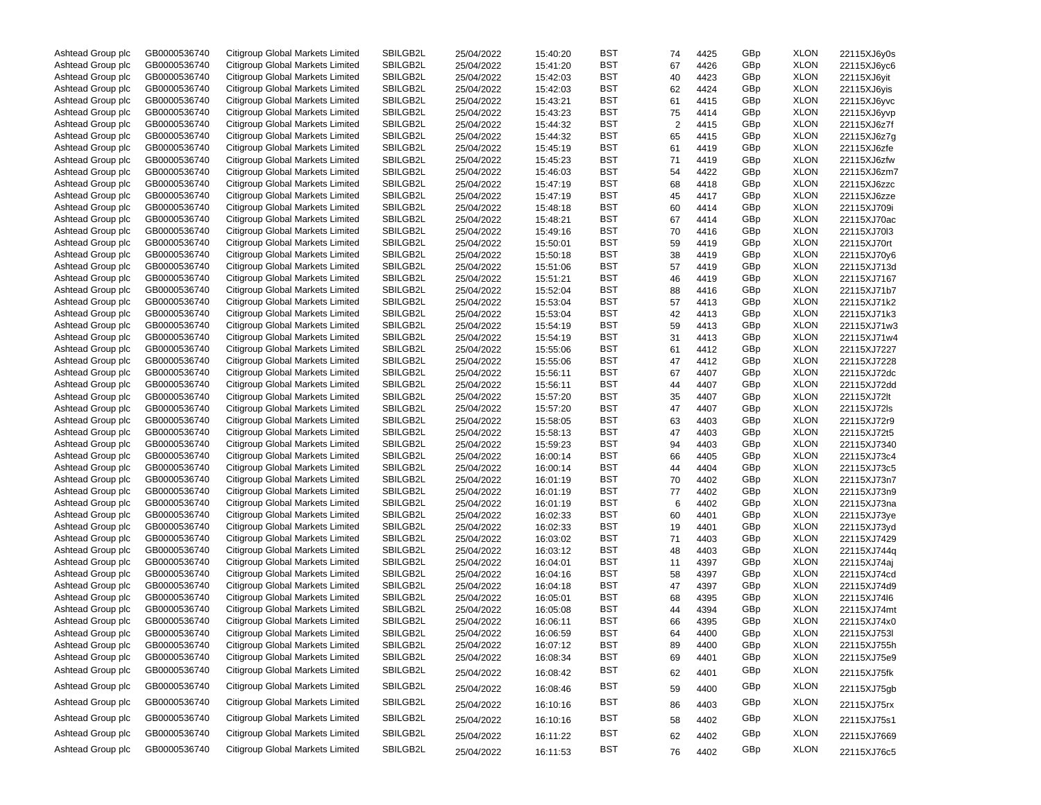| | | | | | | | | | | | |
|---|---|---|---|---|---|---|---|---|---|---|---|
| Ashtead Group plc | GB0000536740 | Citigroup Global Markets Limited | SBILGB2L | 25/04/2022 | 15:40:20 | BST | 74 | 4425 | GBp | XLON | 22115XJ6y0s |
| Ashtead Group plc | GB0000536740 | Citigroup Global Markets Limited | SBILGB2L | 25/04/2022 | 15:41:20 | BST | 67 | 4426 | GBp | XLON | 22115XJ6yc6 |
| Ashtead Group plc | GB0000536740 | Citigroup Global Markets Limited | SBILGB2L | 25/04/2022 | 15:42:03 | BST | 40 | 4423 | GBp | XLON | 22115XJ6yit |
| Ashtead Group plc | GB0000536740 | Citigroup Global Markets Limited | SBILGB2L | 25/04/2022 | 15:42:03 | BST | 62 | 4424 | GBp | XLON | 22115XJ6yis |
| Ashtead Group plc | GB0000536740 | Citigroup Global Markets Limited | SBILGB2L | 25/04/2022 | 15:43:21 | BST | 61 | 4415 | GBp | XLON | 22115XJ6yvc |
| Ashtead Group plc | GB0000536740 | Citigroup Global Markets Limited | SBILGB2L | 25/04/2022 | 15:43:23 | BST | 75 | 4414 | GBp | XLON | 22115XJ6yvp |
| Ashtead Group plc | GB0000536740 | Citigroup Global Markets Limited | SBILGB2L | 25/04/2022 | 15:44:32 | BST | 2 | 4415 | GBp | XLON | 22115XJ6z7f |
| Ashtead Group plc | GB0000536740 | Citigroup Global Markets Limited | SBILGB2L | 25/04/2022 | 15:44:32 | BST | 65 | 4415 | GBp | XLON | 22115XJ6z7g |
| Ashtead Group plc | GB0000536740 | Citigroup Global Markets Limited | SBILGB2L | 25/04/2022 | 15:45:19 | BST | 61 | 4419 | GBp | XLON | 22115XJ6zfe |
| Ashtead Group plc | GB0000536740 | Citigroup Global Markets Limited | SBILGB2L | 25/04/2022 | 15:45:23 | BST | 71 | 4419 | GBp | XLON | 22115XJ6zfw |
| Ashtead Group plc | GB0000536740 | Citigroup Global Markets Limited | SBILGB2L | 25/04/2022 | 15:46:03 | BST | 54 | 4422 | GBp | XLON | 22115XJ6zm7 |
| Ashtead Group plc | GB0000536740 | Citigroup Global Markets Limited | SBILGB2L | 25/04/2022 | 15:47:19 | BST | 68 | 4418 | GBp | XLON | 22115XJ6zzc |
| Ashtead Group plc | GB0000536740 | Citigroup Global Markets Limited | SBILGB2L | 25/04/2022 | 15:47:19 | BST | 45 | 4417 | GBp | XLON | 22115XJ6zze |
| Ashtead Group plc | GB0000536740 | Citigroup Global Markets Limited | SBILGB2L | 25/04/2022 | 15:48:18 | BST | 60 | 4414 | GBp | XLON | 22115XJ709i |
| Ashtead Group plc | GB0000536740 | Citigroup Global Markets Limited | SBILGB2L | 25/04/2022 | 15:48:21 | BST | 67 | 4414 | GBp | XLON | 22115XJ70ac |
| Ashtead Group plc | GB0000536740 | Citigroup Global Markets Limited | SBILGB2L | 25/04/2022 | 15:49:16 | BST | 70 | 4416 | GBp | XLON | 22115XJ70l3 |
| Ashtead Group plc | GB0000536740 | Citigroup Global Markets Limited | SBILGB2L | 25/04/2022 | 15:50:01 | BST | 59 | 4419 | GBp | XLON | 22115XJ70rt |
| Ashtead Group plc | GB0000536740 | Citigroup Global Markets Limited | SBILGB2L | 25/04/2022 | 15:50:18 | BST | 38 | 4419 | GBp | XLON | 22115XJ70y6 |
| Ashtead Group plc | GB0000536740 | Citigroup Global Markets Limited | SBILGB2L | 25/04/2022 | 15:51:06 | BST | 57 | 4419 | GBp | XLON | 22115XJ713d |
| Ashtead Group plc | GB0000536740 | Citigroup Global Markets Limited | SBILGB2L | 25/04/2022 | 15:51:21 | BST | 46 | 4419 | GBp | XLON | 22115XJ7167 |
| Ashtead Group plc | GB0000536740 | Citigroup Global Markets Limited | SBILGB2L | 25/04/2022 | 15:52:04 | BST | 88 | 4416 | GBp | XLON | 22115XJ71b7 |
| Ashtead Group plc | GB0000536740 | Citigroup Global Markets Limited | SBILGB2L | 25/04/2022 | 15:53:04 | BST | 57 | 4413 | GBp | XLON | 22115XJ71k2 |
| Ashtead Group plc | GB0000536740 | Citigroup Global Markets Limited | SBILGB2L | 25/04/2022 | 15:53:04 | BST | 42 | 4413 | GBp | XLON | 22115XJ71k3 |
| Ashtead Group plc | GB0000536740 | Citigroup Global Markets Limited | SBILGB2L | 25/04/2022 | 15:54:19 | BST | 59 | 4413 | GBp | XLON | 22115XJ71w3 |
| Ashtead Group plc | GB0000536740 | Citigroup Global Markets Limited | SBILGB2L | 25/04/2022 | 15:54:19 | BST | 31 | 4413 | GBp | XLON | 22115XJ71w4 |
| Ashtead Group plc | GB0000536740 | Citigroup Global Markets Limited | SBILGB2L | 25/04/2022 | 15:55:06 | BST | 61 | 4412 | GBp | XLON | 22115XJ7227 |
| Ashtead Group plc | GB0000536740 | Citigroup Global Markets Limited | SBILGB2L | 25/04/2022 | 15:55:06 | BST | 47 | 4412 | GBp | XLON | 22115XJ7228 |
| Ashtead Group plc | GB0000536740 | Citigroup Global Markets Limited | SBILGB2L | 25/04/2022 | 15:56:11 | BST | 67 | 4407 | GBp | XLON | 22115XJ72dc |
| Ashtead Group plc | GB0000536740 | Citigroup Global Markets Limited | SBILGB2L | 25/04/2022 | 15:56:11 | BST | 44 | 4407 | GBp | XLON | 22115XJ72dd |
| Ashtead Group plc | GB0000536740 | Citigroup Global Markets Limited | SBILGB2L | 25/04/2022 | 15:57:20 | BST | 35 | 4407 | GBp | XLON | 22115XJ72lt |
| Ashtead Group plc | GB0000536740 | Citigroup Global Markets Limited | SBILGB2L | 25/04/2022 | 15:57:20 | BST | 47 | 4407 | GBp | XLON | 22115XJ72ls |
| Ashtead Group plc | GB0000536740 | Citigroup Global Markets Limited | SBILGB2L | 25/04/2022 | 15:58:05 | BST | 63 | 4403 | GBp | XLON | 22115XJ72r9 |
| Ashtead Group plc | GB0000536740 | Citigroup Global Markets Limited | SBILGB2L | 25/04/2022 | 15:58:13 | BST | 47 | 4403 | GBp | XLON | 22115XJ72t5 |
| Ashtead Group plc | GB0000536740 | Citigroup Global Markets Limited | SBILGB2L | 25/04/2022 | 15:59:23 | BST | 94 | 4403 | GBp | XLON | 22115XJ7340 |
| Ashtead Group plc | GB0000536740 | Citigroup Global Markets Limited | SBILGB2L | 25/04/2022 | 16:00:14 | BST | 66 | 4405 | GBp | XLON | 22115XJ73c4 |
| Ashtead Group plc | GB0000536740 | Citigroup Global Markets Limited | SBILGB2L | 25/04/2022 | 16:00:14 | BST | 44 | 4404 | GBp | XLON | 22115XJ73c5 |
| Ashtead Group plc | GB0000536740 | Citigroup Global Markets Limited | SBILGB2L | 25/04/2022 | 16:01:19 | BST | 70 | 4402 | GBp | XLON | 22115XJ73n7 |
| Ashtead Group plc | GB0000536740 | Citigroup Global Markets Limited | SBILGB2L | 25/04/2022 | 16:01:19 | BST | 77 | 4402 | GBp | XLON | 22115XJ73n9 |
| Ashtead Group plc | GB0000536740 | Citigroup Global Markets Limited | SBILGB2L | 25/04/2022 | 16:01:19 | BST | 6 | 4402 | GBp | XLON | 22115XJ73na |
| Ashtead Group plc | GB0000536740 | Citigroup Global Markets Limited | SBILGB2L | 25/04/2022 | 16:02:33 | BST | 60 | 4401 | GBp | XLON | 22115XJ73ye |
| Ashtead Group plc | GB0000536740 | Citigroup Global Markets Limited | SBILGB2L | 25/04/2022 | 16:02:33 | BST | 19 | 4401 | GBp | XLON | 22115XJ73yd |
| Ashtead Group plc | GB0000536740 | Citigroup Global Markets Limited | SBILGB2L | 25/04/2022 | 16:03:02 | BST | 71 | 4403 | GBp | XLON | 22115XJ7429 |
| Ashtead Group plc | GB0000536740 | Citigroup Global Markets Limited | SBILGB2L | 25/04/2022 | 16:03:12 | BST | 48 | 4403 | GBp | XLON | 22115XJ744q |
| Ashtead Group plc | GB0000536740 | Citigroup Global Markets Limited | SBILGB2L | 25/04/2022 | 16:04:01 | BST | 11 | 4397 | GBp | XLON | 22115XJ74aj |
| Ashtead Group plc | GB0000536740 | Citigroup Global Markets Limited | SBILGB2L | 25/04/2022 | 16:04:16 | BST | 58 | 4397 | GBp | XLON | 22115XJ74cd |
| Ashtead Group plc | GB0000536740 | Citigroup Global Markets Limited | SBILGB2L | 25/04/2022 | 16:04:18 | BST | 47 | 4397 | GBp | XLON | 22115XJ74d9 |
| Ashtead Group plc | GB0000536740 | Citigroup Global Markets Limited | SBILGB2L | 25/04/2022 | 16:05:01 | BST | 68 | 4395 | GBp | XLON | 22115XJ74l6 |
| Ashtead Group plc | GB0000536740 | Citigroup Global Markets Limited | SBILGB2L | 25/04/2022 | 16:05:08 | BST | 44 | 4394 | GBp | XLON | 22115XJ74mt |
| Ashtead Group plc | GB0000536740 | Citigroup Global Markets Limited | SBILGB2L | 25/04/2022 | 16:06:11 | BST | 66 | 4395 | GBp | XLON | 22115XJ74x0 |
| Ashtead Group plc | GB0000536740 | Citigroup Global Markets Limited | SBILGB2L | 25/04/2022 | 16:06:59 | BST | 64 | 4400 | GBp | XLON | 22115XJ753l |
| Ashtead Group plc | GB0000536740 | Citigroup Global Markets Limited | SBILGB2L | 25/04/2022 | 16:07:12 | BST | 89 | 4400 | GBp | XLON | 22115XJ755h |
| Ashtead Group plc | GB0000536740 | Citigroup Global Markets Limited | SBILGB2L | 25/04/2022 | 16:08:34 | BST | 69 | 4401 | GBp | XLON | 22115XJ75e9 |
| Ashtead Group plc | GB0000536740 | Citigroup Global Markets Limited | SBILGB2L | 25/04/2022 | 16:08:42 | BST | 62 | 4401 | GBp | XLON | 22115XJ75fk |
| Ashtead Group plc | GB0000536740 | Citigroup Global Markets Limited | SBILGB2L | 25/04/2022 | 16:08:46 | BST | 59 | 4400 | GBp | XLON | 22115XJ75gb |
| Ashtead Group plc | GB0000536740 | Citigroup Global Markets Limited | SBILGB2L | 25/04/2022 | 16:10:16 | BST | 86 | 4403 | GBp | XLON | 22115XJ75rx |
| Ashtead Group plc | GB0000536740 | Citigroup Global Markets Limited | SBILGB2L | 25/04/2022 | 16:10:16 | BST | 58 | 4402 | GBp | XLON | 22115XJ75s1 |
| Ashtead Group plc | GB0000536740 | Citigroup Global Markets Limited | SBILGB2L | 25/04/2022 | 16:11:22 | BST | 62 | 4402 | GBp | XLON | 22115XJ7669 |
| Ashtead Group plc | GB0000536740 | Citigroup Global Markets Limited | SBILGB2L | 25/04/2022 | 16:11:53 | BST | 76 | 4402 | GBp | XLON | 22115XJ76c5 |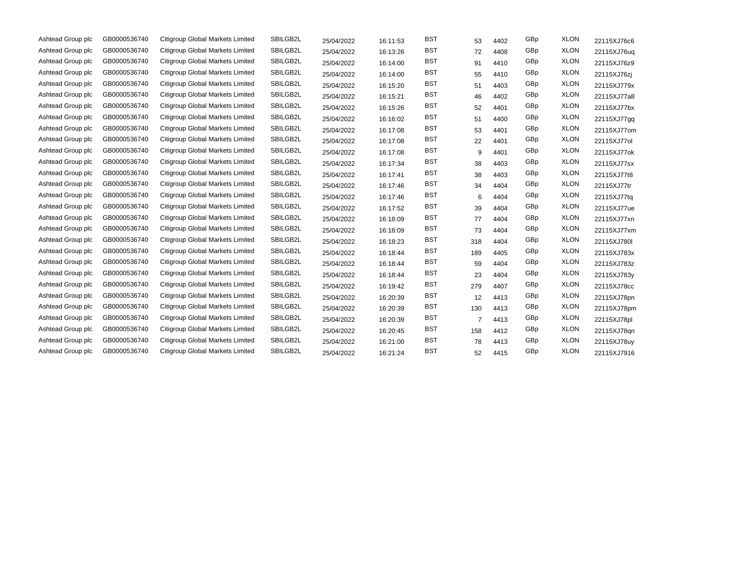| | | | | | | | | | | | |
|---|---|---|---|---|---|---|---|---|---|---|---|
| Ashtead Group plc | GB0000536740 | Citigroup Global Markets Limited | SBILGB2L | 25/04/2022 | 16:11:53 | BST | 53 | 4402 | GBp | XLON | 22115XJ76c6 |
| Ashtead Group plc | GB0000536740 | Citigroup Global Markets Limited | SBILGB2L | 25/04/2022 | 16:13:26 | BST | 72 | 4408 | GBp | XLON | 22115XJ76uq |
| Ashtead Group plc | GB0000536740 | Citigroup Global Markets Limited | SBILGB2L | 25/04/2022 | 16:14:00 | BST | 91 | 4410 | GBp | XLON | 22115XJ76z9 |
| Ashtead Group plc | GB0000536740 | Citigroup Global Markets Limited | SBILGB2L | 25/04/2022 | 16:14:00 | BST | 55 | 4410 | GBp | XLON | 22115XJ76zj |
| Ashtead Group plc | GB0000536740 | Citigroup Global Markets Limited | SBILGB2L | 25/04/2022 | 16:15:20 | BST | 51 | 4403 | GBp | XLON | 22115XJ779x |
| Ashtead Group plc | GB0000536740 | Citigroup Global Markets Limited | SBILGB2L | 25/04/2022 | 16:15:21 | BST | 46 | 4402 | GBp | XLON | 22115XJ77a8 |
| Ashtead Group plc | GB0000536740 | Citigroup Global Markets Limited | SBILGB2L | 25/04/2022 | 16:15:26 | BST | 52 | 4401 | GBp | XLON | 22115XJ77bx |
| Ashtead Group plc | GB0000536740 | Citigroup Global Markets Limited | SBILGB2L | 25/04/2022 | 16:16:02 | BST | 51 | 4400 | GBp | XLON | 22115XJ77gq |
| Ashtead Group plc | GB0000536740 | Citigroup Global Markets Limited | SBILGB2L | 25/04/2022 | 16:17:08 | BST | 53 | 4401 | GBp | XLON | 22115XJ77om |
| Ashtead Group plc | GB0000536740 | Citigroup Global Markets Limited | SBILGB2L | 25/04/2022 | 16:17:08 | BST | 22 | 4401 | GBp | XLON | 22115XJ77ol |
| Ashtead Group plc | GB0000536740 | Citigroup Global Markets Limited | SBILGB2L | 25/04/2022 | 16:17:08 | BST | 9 | 4401 | GBp | XLON | 22115XJ77ok |
| Ashtead Group plc | GB0000536740 | Citigroup Global Markets Limited | SBILGB2L | 25/04/2022 | 16:17:34 | BST | 38 | 4403 | GBp | XLON | 22115XJ77sx |
| Ashtead Group plc | GB0000536740 | Citigroup Global Markets Limited | SBILGB2L | 25/04/2022 | 16:17:41 | BST | 38 | 4403 | GBp | XLON | 22115XJ77t8 |
| Ashtead Group plc | GB0000536740 | Citigroup Global Markets Limited | SBILGB2L | 25/04/2022 | 16:17:46 | BST | 34 | 4404 | GBp | XLON | 22115XJ77tr |
| Ashtead Group plc | GB0000536740 | Citigroup Global Markets Limited | SBILGB2L | 25/04/2022 | 16:17:46 | BST | 6 | 4404 | GBp | XLON | 22115XJ77tq |
| Ashtead Group plc | GB0000536740 | Citigroup Global Markets Limited | SBILGB2L | 25/04/2022 | 16:17:52 | BST | 39 | 4404 | GBp | XLON | 22115XJ77ue |
| Ashtead Group plc | GB0000536740 | Citigroup Global Markets Limited | SBILGB2L | 25/04/2022 | 16:18:09 | BST | 77 | 4404 | GBp | XLON | 22115XJ77xn |
| Ashtead Group plc | GB0000536740 | Citigroup Global Markets Limited | SBILGB2L | 25/04/2022 | 16:18:09 | BST | 73 | 4404 | GBp | XLON | 22115XJ77xm |
| Ashtead Group plc | GB0000536740 | Citigroup Global Markets Limited | SBILGB2L | 25/04/2022 | 16:18:23 | BST | 318 | 4404 | GBp | XLON | 22115XJ780l |
| Ashtead Group plc | GB0000536740 | Citigroup Global Markets Limited | SBILGB2L | 25/04/2022 | 16:18:44 | BST | 189 | 4405 | GBp | XLON | 22115XJ783x |
| Ashtead Group plc | GB0000536740 | Citigroup Global Markets Limited | SBILGB2L | 25/04/2022 | 16:18:44 | BST | 59 | 4404 | GBp | XLON | 22115XJ783z |
| Ashtead Group plc | GB0000536740 | Citigroup Global Markets Limited | SBILGB2L | 25/04/2022 | 16:18:44 | BST | 23 | 4404 | GBp | XLON | 22115XJ783y |
| Ashtead Group plc | GB0000536740 | Citigroup Global Markets Limited | SBILGB2L | 25/04/2022 | 16:19:42 | BST | 279 | 4407 | GBp | XLON | 22115XJ78cc |
| Ashtead Group plc | GB0000536740 | Citigroup Global Markets Limited | SBILGB2L | 25/04/2022 | 16:20:39 | BST | 12 | 4413 | GBp | XLON | 22115XJ78pn |
| Ashtead Group plc | GB0000536740 | Citigroup Global Markets Limited | SBILGB2L | 25/04/2022 | 16:20:39 | BST | 130 | 4413 | GBp | XLON | 22115XJ78pm |
| Ashtead Group plc | GB0000536740 | Citigroup Global Markets Limited | SBILGB2L | 25/04/2022 | 16:20:39 | BST | 7 | 4413 | GBp | XLON | 22115XJ78pl |
| Ashtead Group plc | GB0000536740 | Citigroup Global Markets Limited | SBILGB2L | 25/04/2022 | 16:20:45 | BST | 158 | 4412 | GBp | XLON | 22115XJ78qn |
| Ashtead Group plc | GB0000536740 | Citigroup Global Markets Limited | SBILGB2L | 25/04/2022 | 16:21:00 | BST | 78 | 4413 | GBp | XLON | 22115XJ78uy |
| Ashtead Group plc | GB0000536740 | Citigroup Global Markets Limited | SBILGB2L | 25/04/2022 | 16:21:24 | BST | 52 | 4415 | GBp | XLON | 22115XJ7916 |